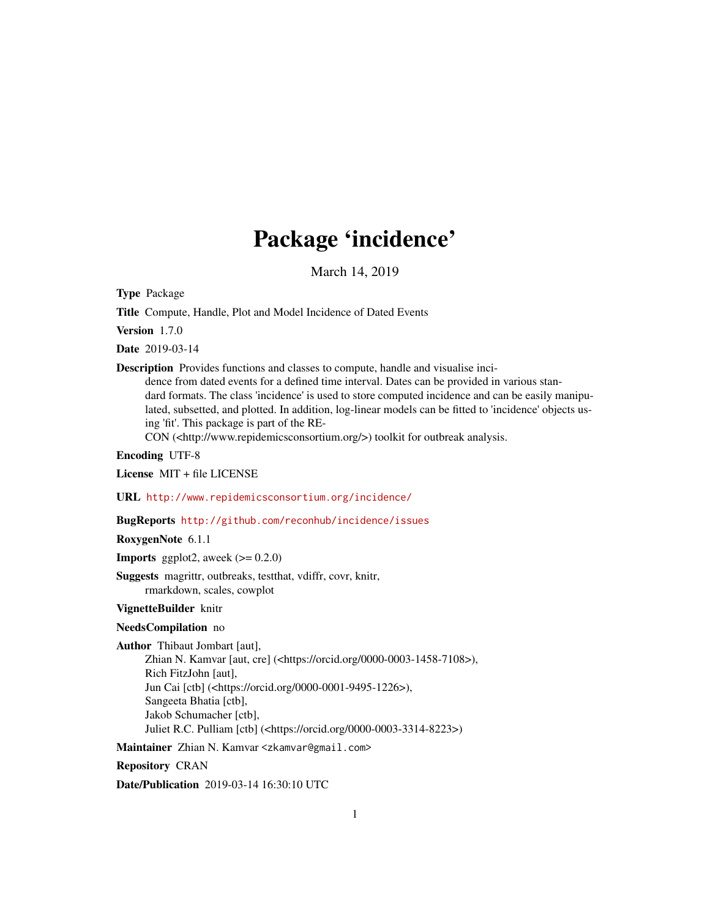# Package 'incidence'

March 14, 2019

**Type** Package

**Title** Compute, Handle, Plot and Model Incidence of Dated Events

**Version** 1.7.0

**Date** 2019-03-14

**Description** Provides functions and classes to compute, handle and visualise incidence from dated events for a defined time interval. Dates can be provided in various standard formats. The class 'incidence' is used to store computed incidence and can be easily manipulated, subsetted, and plotted. In addition, log-linear models can be fitted to 'incidence' objects using 'fit'. This package is part of the RECON (<http://www.repidemicsconsortium.org/>) toolkit for outbreak analysis.

**Encoding** UTF-8

**License** MIT + file LICENSE

**URL** http://www.repidemicsconsortium.org/incidence/

**BugReports** http://github.com/reconhub/incidence/issues

**RoxygenNote** 6.1.1

**Imports** ggplot2, aweek (>= 0.2.0)

**Suggests** magrittr, outbreaks, testthat, vdiffr, covr, knitr, rmarkdown, scales, cowplot

**VignetteBuilder** knitr

**NeedsCompilation** no

**Author** Thibaut Jombart [aut],
Zhian N. Kamvar [aut, cre] (<https://orcid.org/0000-0003-1458-7108>),
Rich FitzJohn [aut],
Jun Cai [ctb] (<https://orcid.org/0000-0001-9495-1226>),
Sangeeta Bhatia [ctb],
Jakob Schumacher [ctb],
Juliet R.C. Pulliam [ctb] (<https://orcid.org/0000-0003-3314-8223>)

**Maintainer** Zhian N. Kamvar <zkamvar@gmail.com>

**Repository** CRAN

**Date/Publication** 2019-03-14 16:30:10 UTC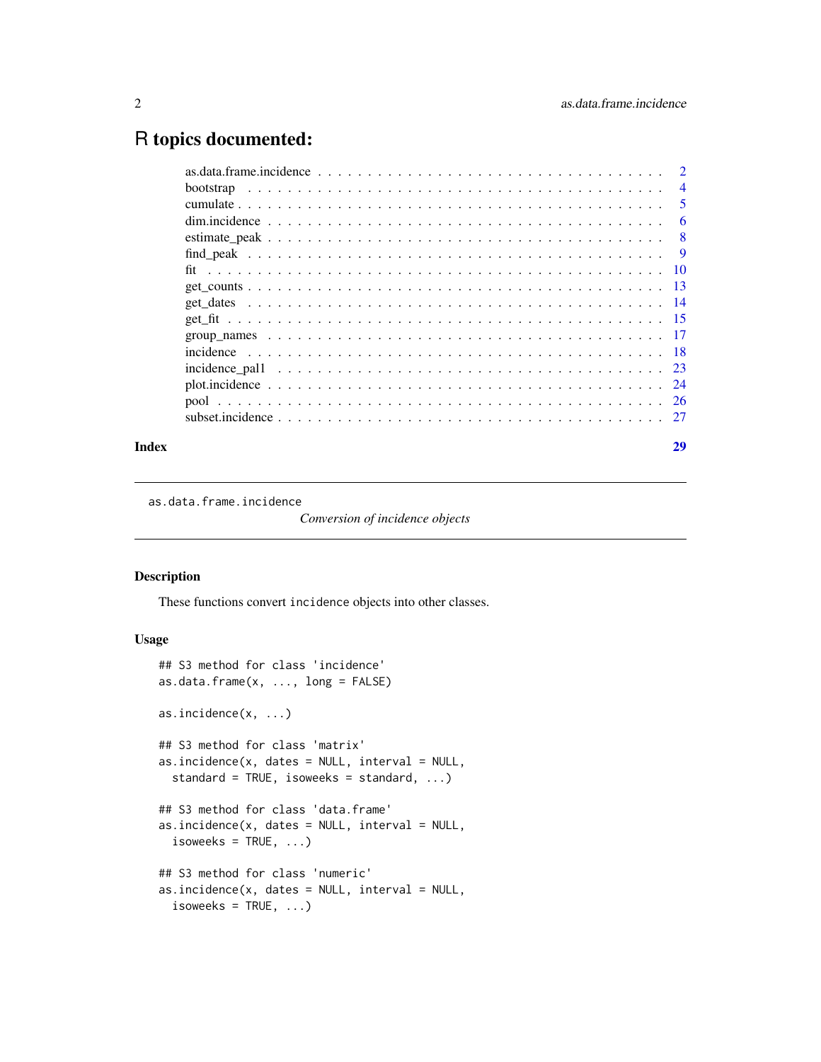# R topics documented:

| | |
|---|---|
| as.data.frame.incidence | 2 |
| bootstrap | 4 |
| cumulate | 5 |
| dim.incidence | 6 |
| estimate_peak | 8 |
| find_peak | 9 |
| fit | 10 |
| get_counts | 13 |
| get_dates | 14 |
| get_fit | 15 |
| group_names | 17 |
| incidence | 18 |
| incidence_pal1 | 23 |
| plot.incidence | 24 |
| pool | 26 |
| subset.incidence | 27 |

**Index** **29**

---

`as.data.frame.incidence` *Conversion of incidence objects*

---

### Description

These functions convert `incidence` objects into other classes.

### Usage

```
## S3 method for class 'incidence'
as.data.frame(x, ..., long = FALSE)

as.incidence(x, ...)

## S3 method for class 'matrix'
as.incidence(x, dates = NULL, interval = NULL,
  standard = TRUE, isoweeks = standard, ...)

## S3 method for class 'data.frame'
as.incidence(x, dates = NULL, interval = NULL,
  isoweeks = TRUE, ...)

## S3 method for class 'numeric'
as.incidence(x, dates = NULL, interval = NULL,
  isoweeks = TRUE, ...)
```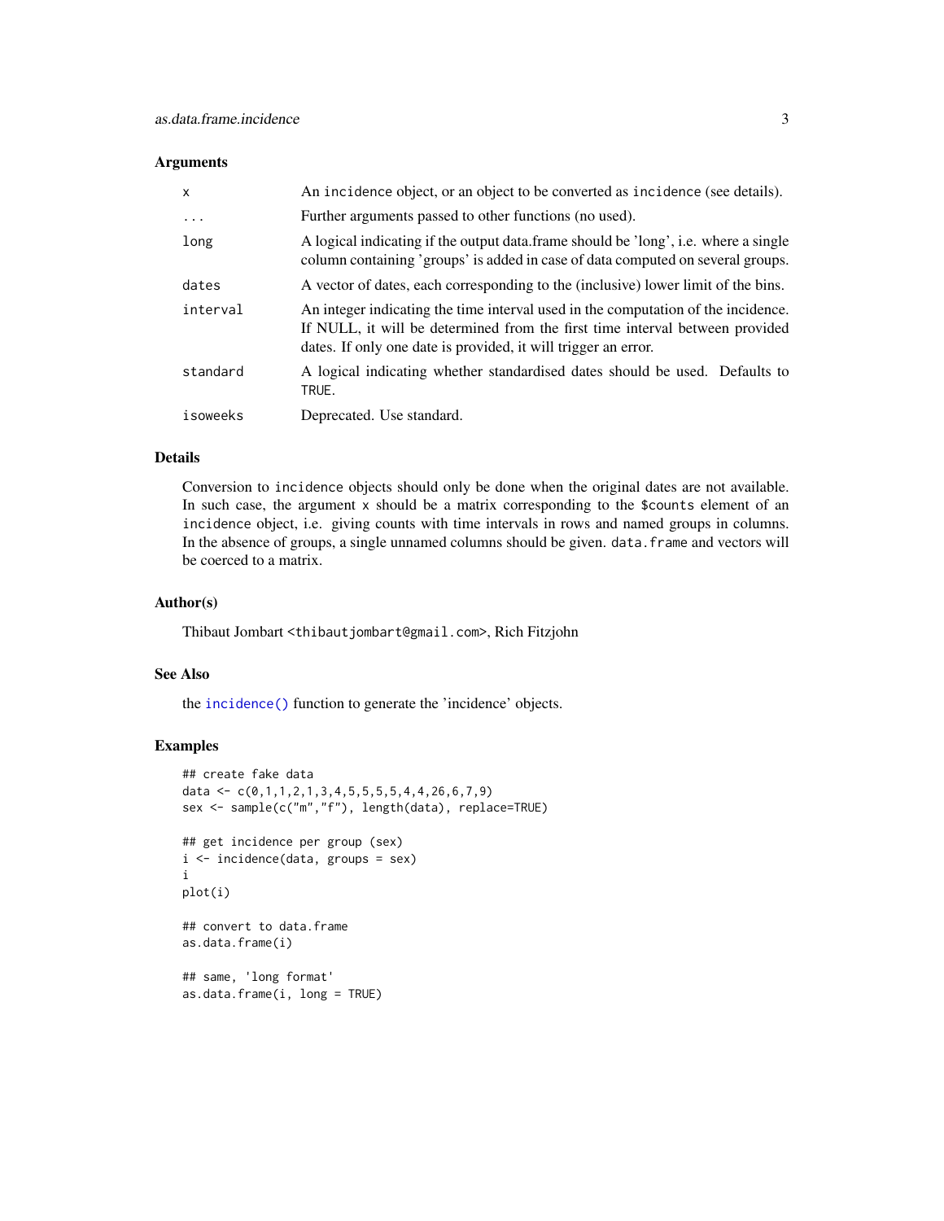## Arguments

| | |
|---|---|
| `x` | An `incidence` object, or an object to be converted as `incidence` (see details). |
| `...` | Further arguments passed to other functions (no used). |
| `long` | A logical indicating if the output data.frame should be 'long', i.e. where a single column containing 'groups' is added in case of data computed on several groups. |
| `dates` | A vector of dates, each corresponding to the (inclusive) lower limit of the bins. |
| `interval` | An integer indicating the time interval used in the computation of the incidence. If NULL, it will be determined from the first time interval between provided dates. If only one date is provided, it will trigger an error. |
| `standard` | A logical indicating whether standardised dates should be used. Defaults to `TRUE`. |
| `isoweeks` | Deprecated. Use standard. |

## Details

Conversion to `incidence` objects should only be done when the original dates are not available. In such case, the argument `x` should be a matrix corresponding to the `$counts` element of an `incidence` object, i.e. giving counts with time intervals in rows and named groups in columns. In the absence of groups, a single unnamed columns should be given. `data.frame` and vectors will be coerced to a matrix.

## Author(s)

Thibaut Jombart <thibautjombart@gmail.com>, Rich Fitzjohn

## See Also

the `incidence()` function to generate the 'incidence' objects.

## Examples

```
## create fake data
data <- c(0,1,1,2,1,3,4,5,5,5,5,4,4,26,6,7,9)
sex <- sample(c("m","f"), length(data), replace=TRUE)

## get incidence per group (sex)
i <- incidence(data, groups = sex)
i
plot(i)

## convert to data.frame
as.data.frame(i)

## same, 'long format'
as.data.frame(i, long = TRUE)
```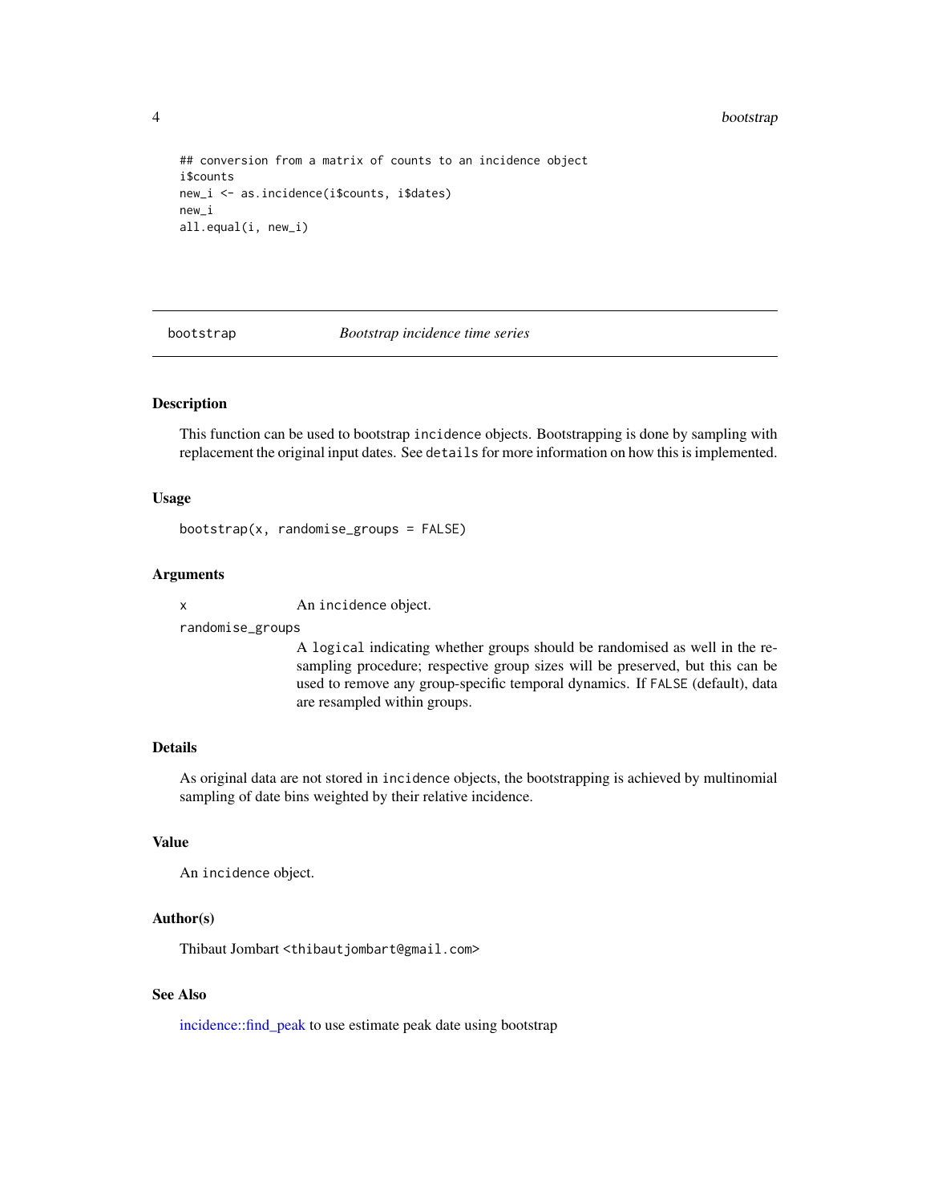```
## conversion from a matrix of counts to an incidence object
i$counts
new_i <- as.incidence(i$counts, i$dates)
new_i
all.equal(i, new_i)
```

---

## bootstrap — *Bootstrap incidence time series*

---

### Description

This function can be used to bootstrap `incidence` objects. Bootstrapping is done by sampling with replacement the original input dates. See `details` for more information on how this is implemented.

### Usage

```
bootstrap(x, randomise_groups = FALSE)
```

### Arguments

`x` An `incidence` object.

`randomise_groups`
A `logical` indicating whether groups should be randomised as well in the resampling procedure; respective group sizes will be preserved, but this can be used to remove any group-specific temporal dynamics. If `FALSE` (default), data are resampled within groups.

### Details

As original data are not stored in `incidence` objects, the bootstrapping is achieved by multinomial sampling of date bins weighted by their relative incidence.

### Value

An `incidence` object.

### Author(s)

Thibaut Jombart <`thibautjombart@gmail.com`>

### See Also

incidence::find_peak to use estimate peak date using bootstrap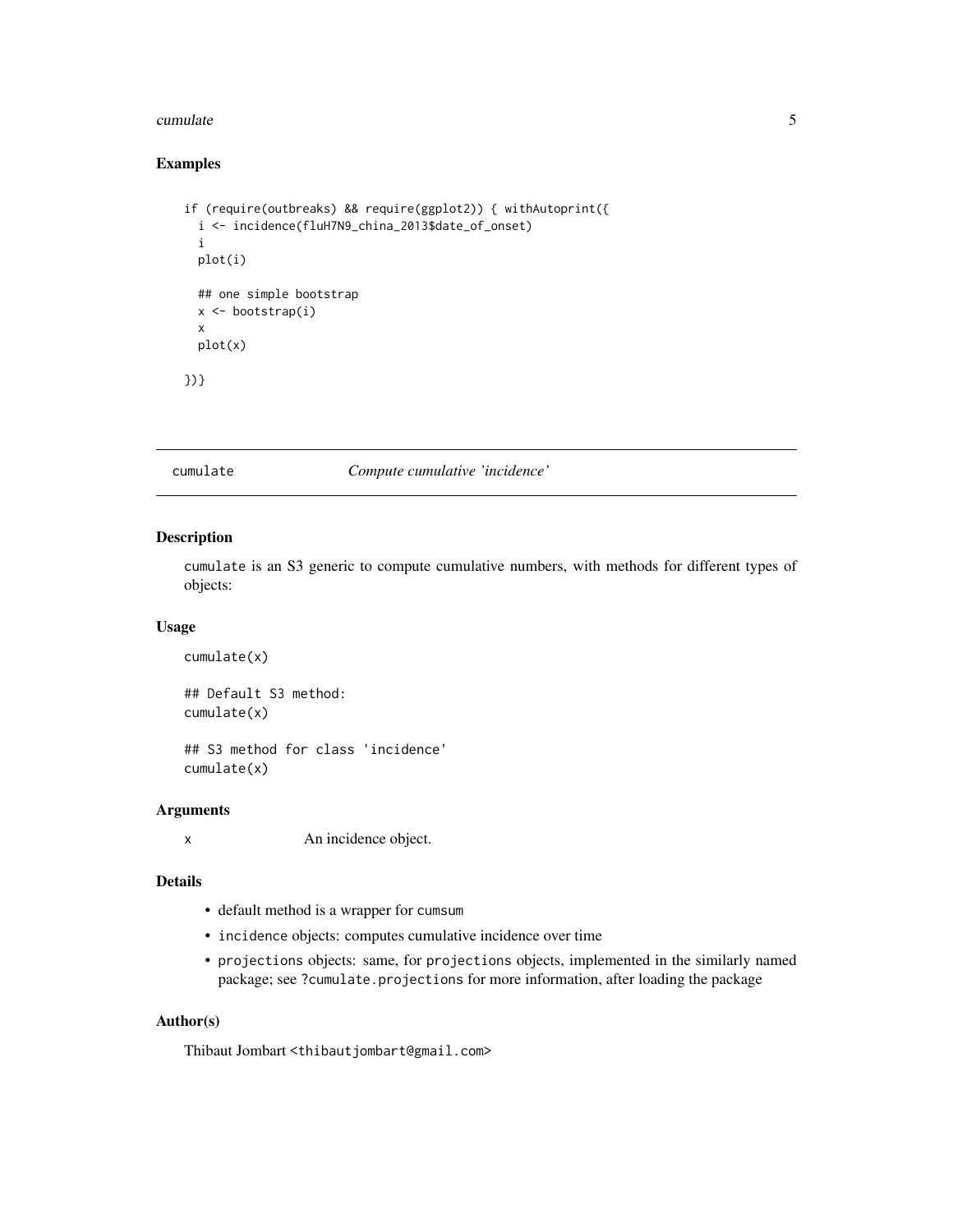### Examples

```
if (require(outbreaks) && require(ggplot2)) { withAutoprint({
  i <- incidence(fluH7N9_china_2013$date_of_onset)
  i
  plot(i)

  ## one simple bootstrap
  x <- bootstrap(i)
  x
  plot(x)

})}
```

---

## cumulate *Compute cumulative 'incidence'*

---

### Description

`cumulate` is an S3 generic to compute cumulative numbers, with methods for different types of objects:

### Usage

```
cumulate(x)

## Default S3 method:
cumulate(x)

## S3 method for class 'incidence'
cumulate(x)
```

### Arguments

| | |
|---|---|
| `x` | An incidence object. |

### Details

- default method is a wrapper for `cumsum`
- `incidence` objects: computes cumulative incidence over time
- `projections` objects: same, for `projections` objects, implemented in the similarly named package; see `?cumulate.projections` for more information, after loading the package

### Author(s)

Thibaut Jombart <thibautjombart@gmail.com>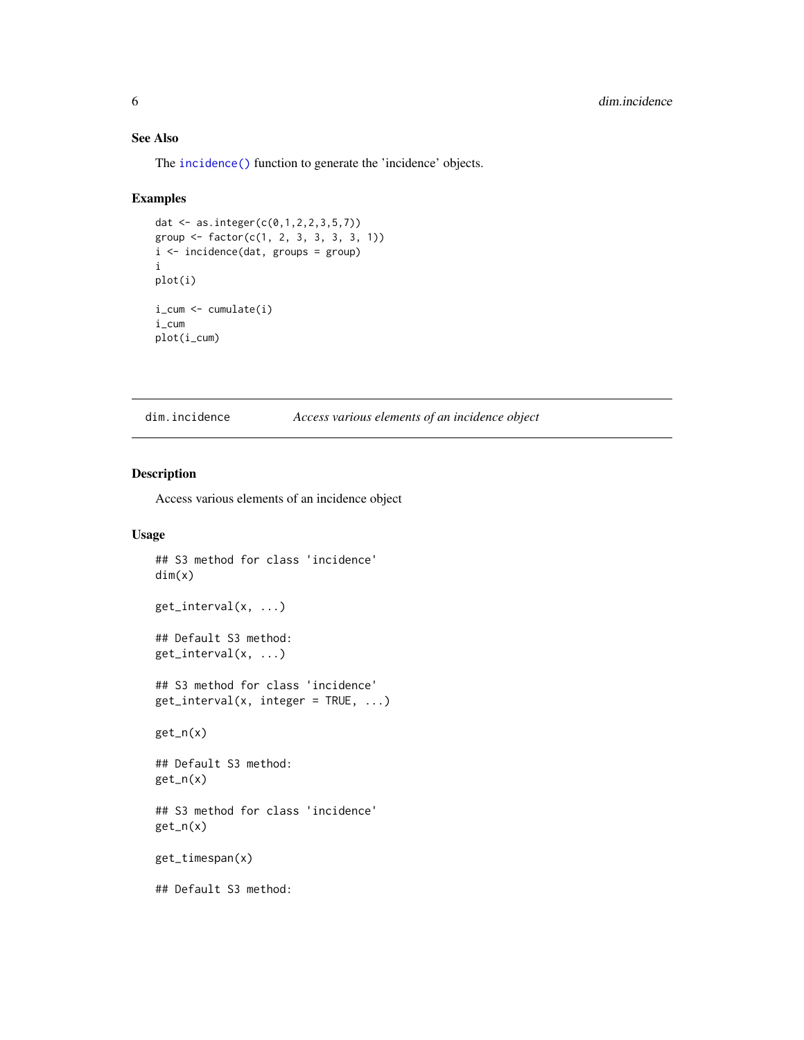### See Also

The `incidence()` function to generate the 'incidence' objects.

### Examples

```
dat <- as.integer(c(0,1,2,2,3,5,7))
group <- factor(c(1, 2, 3, 3, 3, 3, 1))
i <- incidence(dat, groups = group)
i
plot(i)

i_cum <- cumulate(i)
i_cum
plot(i_cum)
```

---

## dim.incidence — *Access various elements of an incidence object*

### Description

Access various elements of an incidence object

### Usage

```
## S3 method for class 'incidence'
dim(x)

get_interval(x, ...)

## Default S3 method:
get_interval(x, ...)

## S3 method for class 'incidence'
get_interval(x, integer = TRUE, ...)

get_n(x)

## Default S3 method:
get_n(x)

## S3 method for class 'incidence'
get_n(x)

get_timespan(x)

## Default S3 method:
```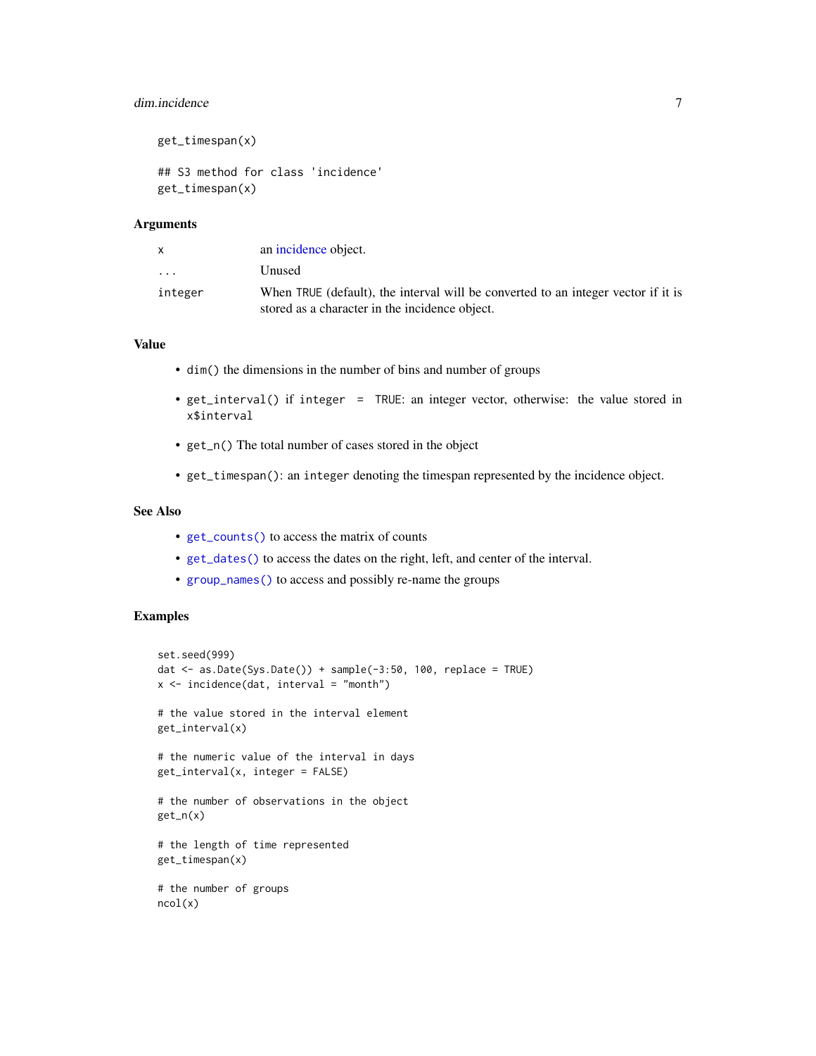```
get_timespan(x)

## S3 method for class 'incidence'
get_timespan(x)
```

### Arguments

| | |
|---|---|
| x | an incidence object. |
| ... | Unused |
| integer | When TRUE (default), the interval will be converted to an integer vector if it is stored as a character in the incidence object. |

### Value

- `dim()` the dimensions in the number of bins and number of groups
- `get_interval()` if `integer = TRUE`: an integer vector, otherwise: the value stored in `x$interval`
- `get_n()` The total number of cases stored in the object
- `get_timespan()`: an `integer` denoting the timespan represented by the incidence object.

### See Also

- `get_counts()` to access the matrix of counts
- `get_dates()` to access the dates on the right, left, and center of the interval.
- `group_names()` to access and possibly re-name the groups

### Examples

```
set.seed(999)
dat <- as.Date(Sys.Date()) + sample(-3:50, 100, replace = TRUE)
x <- incidence(dat, interval = "month")

# the value stored in the interval element
get_interval(x)

# the numeric value of the interval in days
get_interval(x, integer = FALSE)

# the number of observations in the object
get_n(x)

# the length of time represented
get_timespan(x)

# the number of groups
ncol(x)
```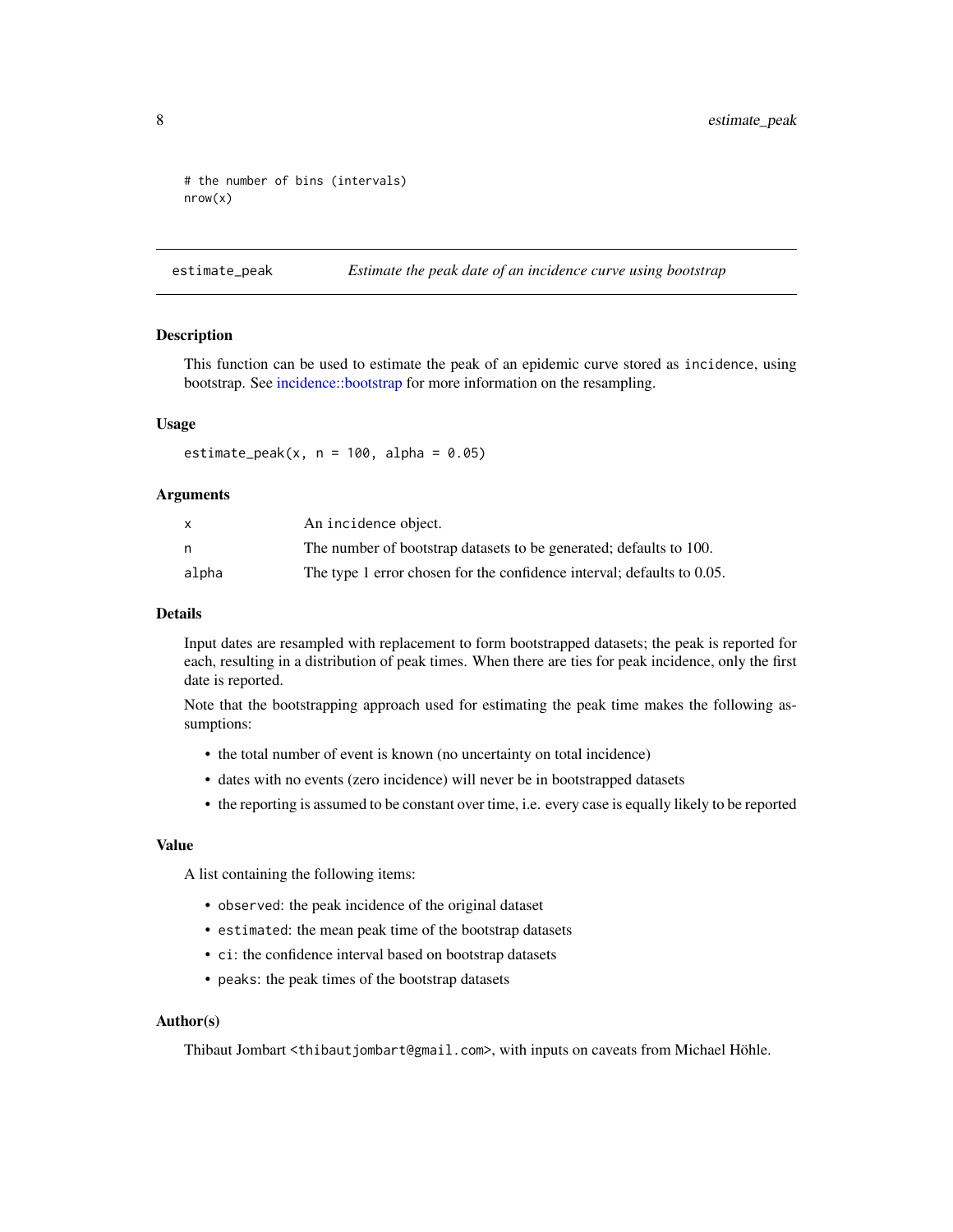```
# the number of bins (intervals)
nrow(x)
```

## estimate_peak — *Estimate the peak date of an incidence curve using bootstrap*

### Description

This function can be used to estimate the peak of an epidemic curve stored as `incidence`, using bootstrap. See incidence::bootstrap for more information on the resampling.

### Usage

```
estimate_peak(x, n = 100, alpha = 0.05)
```

### Arguments

| | |
|---|---|
| `x` | An `incidence` object. |
| `n` | The number of bootstrap datasets to be generated; defaults to 100. |
| `alpha` | The type 1 error chosen for the confidence interval; defaults to 0.05. |

### Details

Input dates are resampled with replacement to form bootstrapped datasets; the peak is reported for each, resulting in a distribution of peak times. When there are ties for peak incidence, only the first date is reported.

Note that the bootstrapping approach used for estimating the peak time makes the following assumptions:

- the total number of event is known (no uncertainty on total incidence)
- dates with no events (zero incidence) will never be in bootstrapped datasets
- the reporting is assumed to be constant over time, i.e. every case is equally likely to be reported

### Value

A list containing the following items:

- `observed`: the peak incidence of the original dataset
- `estimated`: the mean peak time of the bootstrap datasets
- `ci`: the confidence interval based on bootstrap datasets
- `peaks`: the peak times of the bootstrap datasets

### Author(s)

Thibaut Jombart <thibautjombart@gmail.com>, with inputs on caveats from Michael Höhle.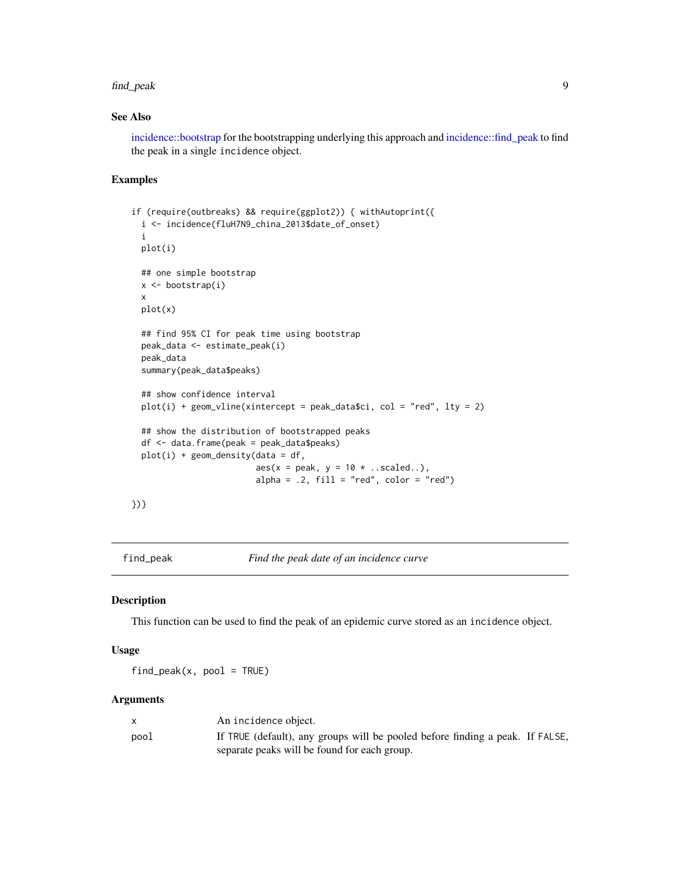### See Also

incidence::bootstrap for the bootstrapping underlying this approach and incidence::find_peak to find the peak in a single incidence object.

### Examples

```
if (require(outbreaks) && require(ggplot2)) { withAutoprint({
  i <- incidence(fluH7N9_china_2013$date_of_onset)
  i
  plot(i)

  ## one simple bootstrap
  x <- bootstrap(i)
  x
  plot(x)

  ## find 95% CI for peak time using bootstrap
  peak_data <- estimate_peak(i)
  peak_data
  summary(peak_data$peaks)

  ## show confidence interval
  plot(i) + geom_vline(xintercept = peak_data$ci, col = "red", lty = 2)

  ## show the distribution of bootstrapped peaks
  df <- data.frame(peak = peak_data$peaks)
  plot(i) + geom_density(data = df,
                         aes(x = peak, y = 10 * ..scaled..),
                         alpha = .2, fill = "red", color = "red")

})}
```

---

## find_peak — *Find the peak date of an incidence curve*

### Description

This function can be used to find the peak of an epidemic curve stored as an `incidence` object.

### Usage

```
find_peak(x, pool = TRUE)
```

### Arguments

| | |
|---|---|
| x | An `incidence` object. |
| pool | If `TRUE` (default), any groups will be pooled before finding a peak. If `FALSE`, separate peaks will be found for each group. |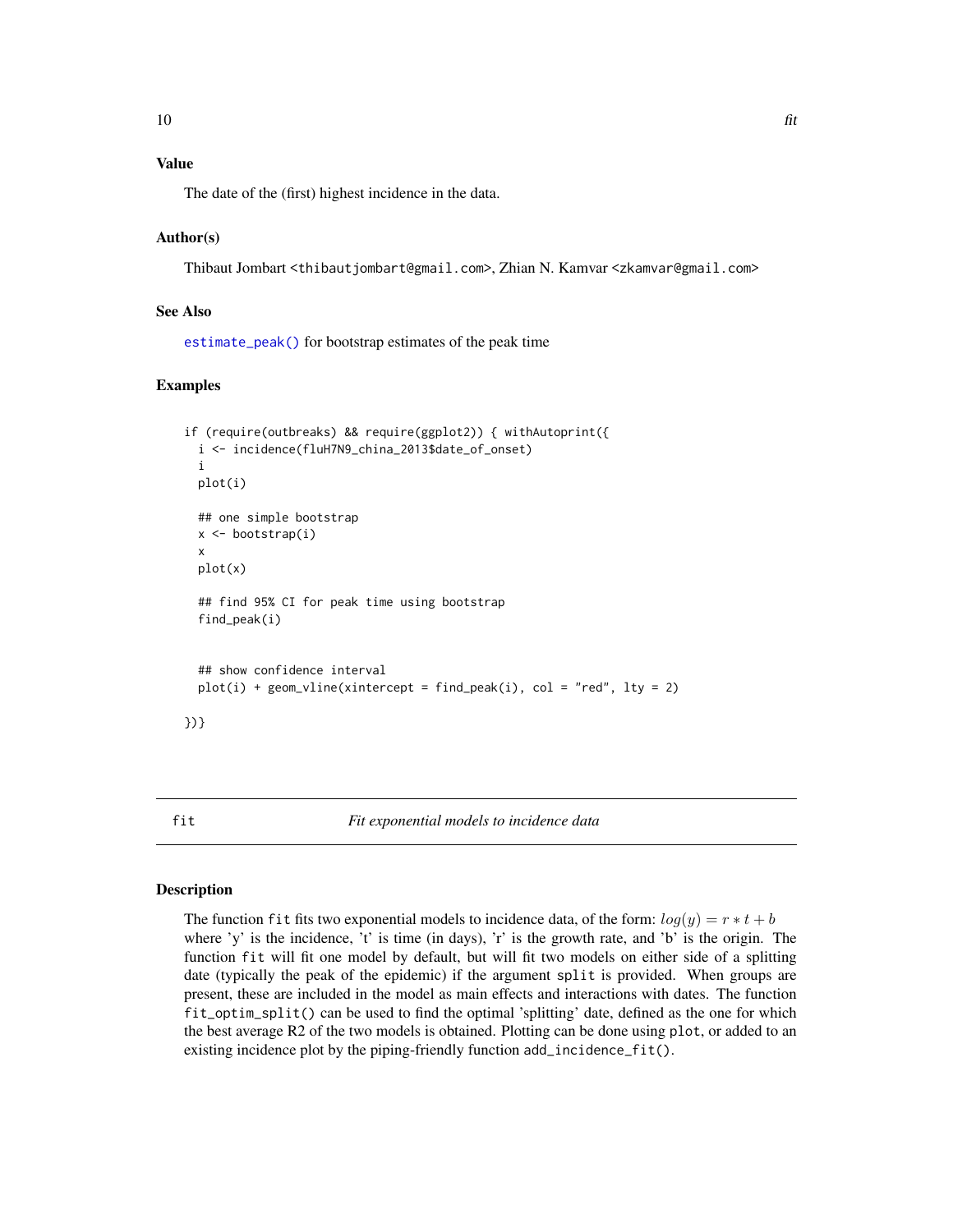## Value

The date of the (first) highest incidence in the data.

## Author(s)

Thibaut Jombart <thibautjombart@gmail.com>, Zhian N. Kamvar <zkamvar@gmail.com>

## See Also

estimate_peak() for bootstrap estimates of the peak time

## Examples

```
if (require(outbreaks) && require(ggplot2)) { withAutoprint({
  i <- incidence(fluH7N9_china_2013$date_of_onset)
  i
  plot(i)

  ## one simple bootstrap
  x <- bootstrap(i)
  x
  plot(x)

  ## find 95% CI for peak time using bootstrap
  find_peak(i)


  ## show confidence interval
  plot(i) + geom_vline(xintercept = find_peak(i), col = "red", lty = 2)

})}
```

---

# fit — *Fit exponential models to incidence data*

## Description

The function fit fits two exponential models to incidence data, of the form: $log(y) = r * t + b$ where 'y' is the incidence, 't' is time (in days), 'r' is the growth rate, and 'b' is the origin. The function fit will fit one model by default, but will fit two models on either side of a splitting date (typically the peak of the epidemic) if the argument split is provided. When groups are present, these are included in the model as main effects and interactions with dates. The function fit_optim_split() can be used to find the optimal 'splitting' date, defined as the one for which the best average R2 of the two models is obtained. Plotting can be done using plot, or added to an existing incidence plot by the piping-friendly function add_incidence_fit().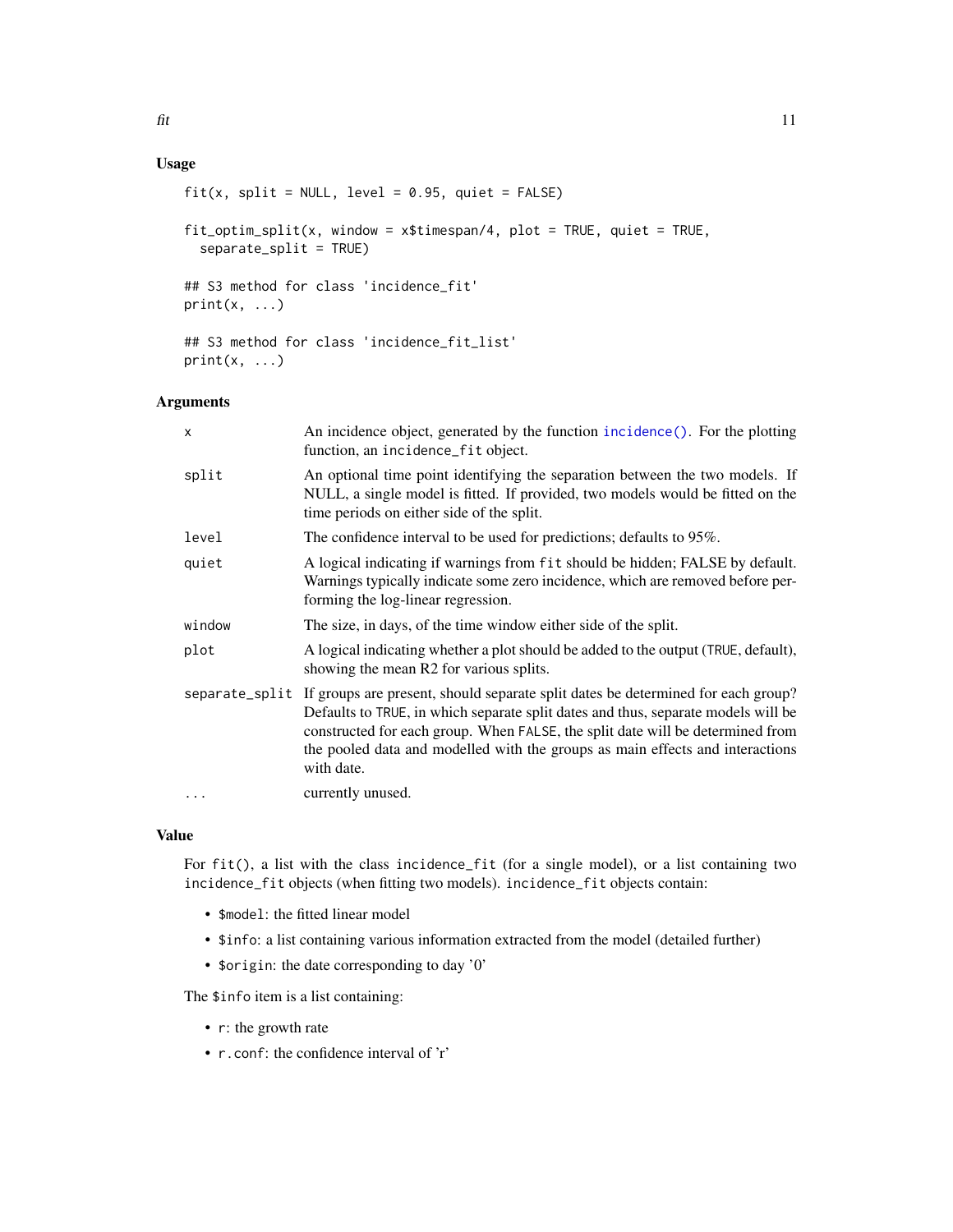### Usage

```
fit(x, split = NULL, level = 0.95, quiet = FALSE)

fit_optim_split(x, window = x$timespan/4, plot = TRUE, quiet = TRUE,
  separate_split = TRUE)

## S3 method for class 'incidence_fit'
print(x, ...)

## S3 method for class 'incidence_fit_list'
print(x, ...)
```

### Arguments

| | |
|---|---|
| `x` | An incidence object, generated by the function `incidence()`. For the plotting function, an `incidence_fit` object. |
| `split` | An optional time point identifying the separation between the two models. If NULL, a single model is fitted. If provided, two models would be fitted on the time periods on either side of the split. |
| `level` | The confidence interval to be used for predictions; defaults to 95%. |
| `quiet` | A logical indicating if warnings from `fit` should be hidden; FALSE by default. Warnings typically indicate some zero incidence, which are removed before performing the log-linear regression. |
| `window` | The size, in days, of the time window either side of the split. |
| `plot` | A logical indicating whether a plot should be added to the output (`TRUE`, default), showing the mean R2 for various splits. |
| `separate_split` | If groups are present, should separate split dates be determined for each group? Defaults to `TRUE`, in which separate split dates and thus, separate models will be constructed for each group. When `FALSE`, the split date will be determined from the pooled data and modelled with the groups as main effects and interactions with date. |
| `...` | currently unused. |

### Value

For `fit()`, a list with the class `incidence_fit` (for a single model), or a list containing two `incidence_fit` objects (when fitting two models). `incidence_fit` objects contain:

- `$model`: the fitted linear model
- `$info`: a list containing various information extracted from the model (detailed further)
- `$origin`: the date corresponding to day '0'

The `$info` item is a list containing:

- `r`: the growth rate
- `r.conf`: the confidence interval of 'r'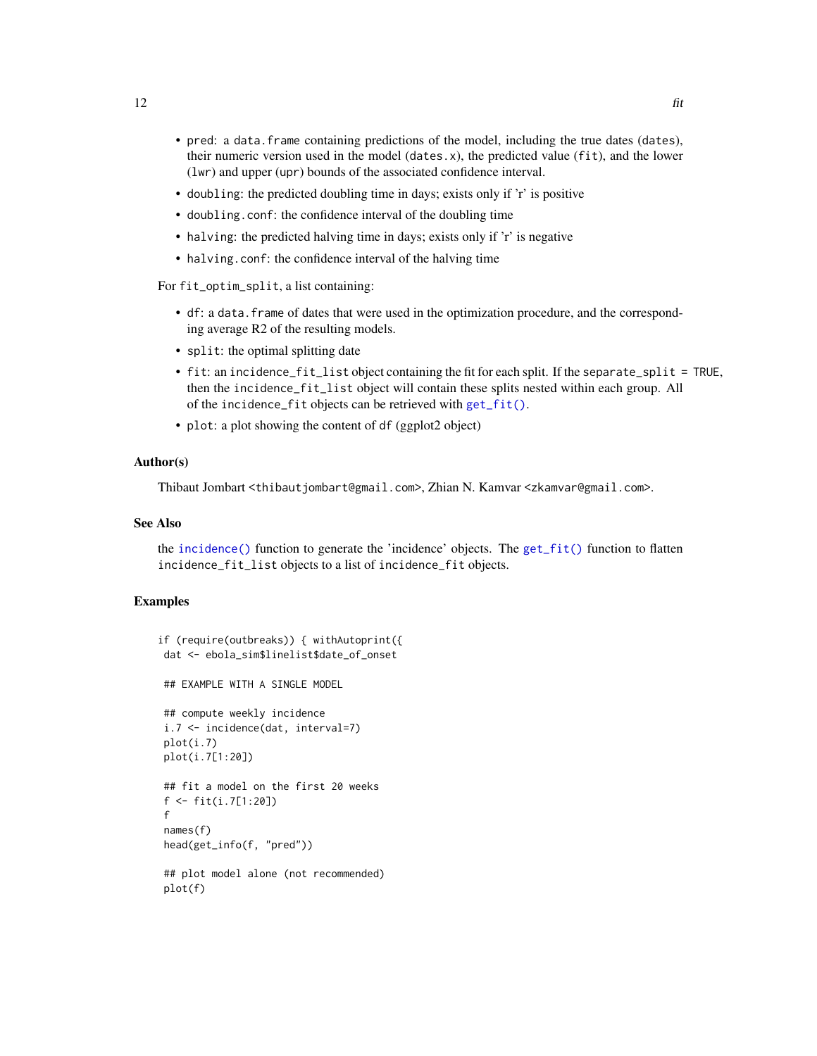- `pred`: a `data.frame` containing predictions of the model, including the true dates (`dates`), their numeric version used in the model (`dates.x`), the predicted value (`fit`), and the lower (`lwr`) and upper (`upr`) bounds of the associated confidence interval.
- `doubling`: the predicted doubling time in days; exists only if 'r' is positive
- `doubling.conf`: the confidence interval of the doubling time
- `halving`: the predicted halving time in days; exists only if 'r' is negative
- `halving.conf`: the confidence interval of the halving time

For `fit_optim_split`, a list containing:

- `df`: a `data.frame` of dates that were used in the optimization procedure, and the corresponding average R2 of the resulting models.
- `split`: the optimal splitting date
- `fit`: an `incidence_fit_list` object containing the fit for each split. If the `separate_split = TRUE`, then the `incidence_fit_list` object will contain these splits nested within each group. All of the `incidence_fit` objects can be retrieved with `get_fit()`.
- `plot`: a plot showing the content of `df` (ggplot2 object)

### Author(s)

Thibaut Jombart <thibautjombart@gmail.com>, Zhian N. Kamvar <zkamvar@gmail.com>.

### See Also

the `incidence()` function to generate the 'incidence' objects. The `get_fit()` function to flatten `incidence_fit_list` objects to a list of `incidence_fit` objects.

### Examples

```
if (require(outbreaks)) { withAutoprint({
 dat <- ebola_sim$linelist$date_of_onset

 ## EXAMPLE WITH A SINGLE MODEL

 ## compute weekly incidence
 i.7 <- incidence(dat, interval=7)
 plot(i.7)
 plot(i.7[1:20])

 ## fit a model on the first 20 weeks
 f <- fit(i.7[1:20])
 f
 names(f)
 head(get_info(f, "pred"))

 ## plot model alone (not recommended)
 plot(f)
```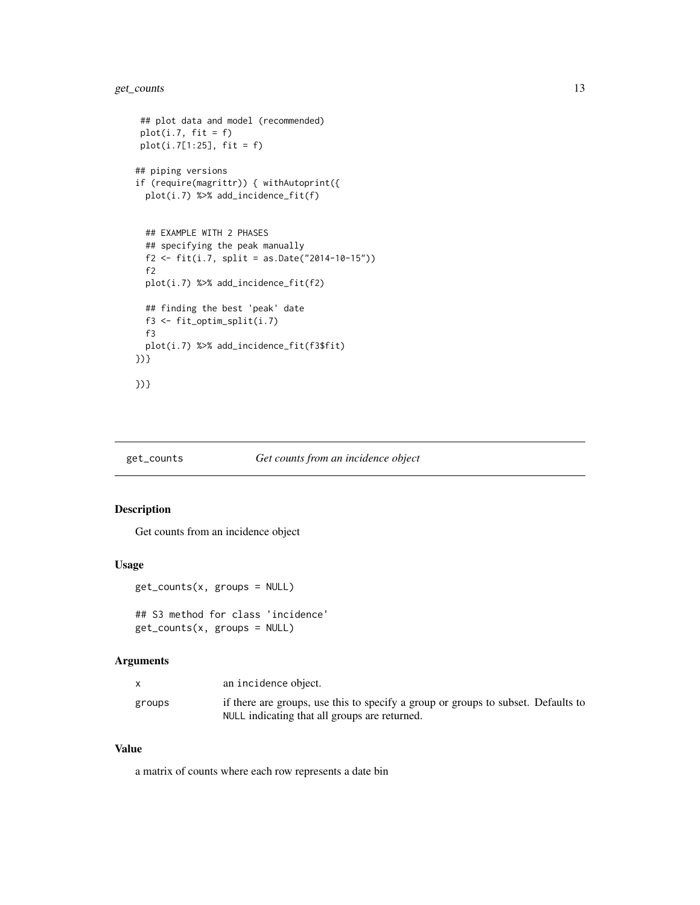```
 ## plot data and model (recommended)
 plot(i.7, fit = f)
 plot(i.7[1:25], fit = f)

## piping versions
if (require(magrittr)) { withAutoprint({
  plot(i.7) %>% add_incidence_fit(f)


  ## EXAMPLE WITH 2 PHASES
  ## specifying the peak manually
  f2 <- fit(i.7, split = as.Date("2014-10-15"))
  f2
  plot(i.7) %>% add_incidence_fit(f2)

  ## finding the best 'peak' date
  f3 <- fit_optim_split(i.7)
  f3
  plot(i.7) %>% add_incidence_fit(f3$fit)
})}

})}
```

---

get_counts — *Get counts from an incidence object*

---

### Description

Get counts from an incidence object

### Usage

```
get_counts(x, groups = NULL)

## S3 method for class 'incidence'
get_counts(x, groups = NULL)
```

### Arguments

| | |
|---|---|
| x | an incidence object. |
| groups | if there are groups, use this to specify a group or groups to subset. Defaults to NULL indicating that all groups are returned. |

### Value

a matrix of counts where each row represents a date bin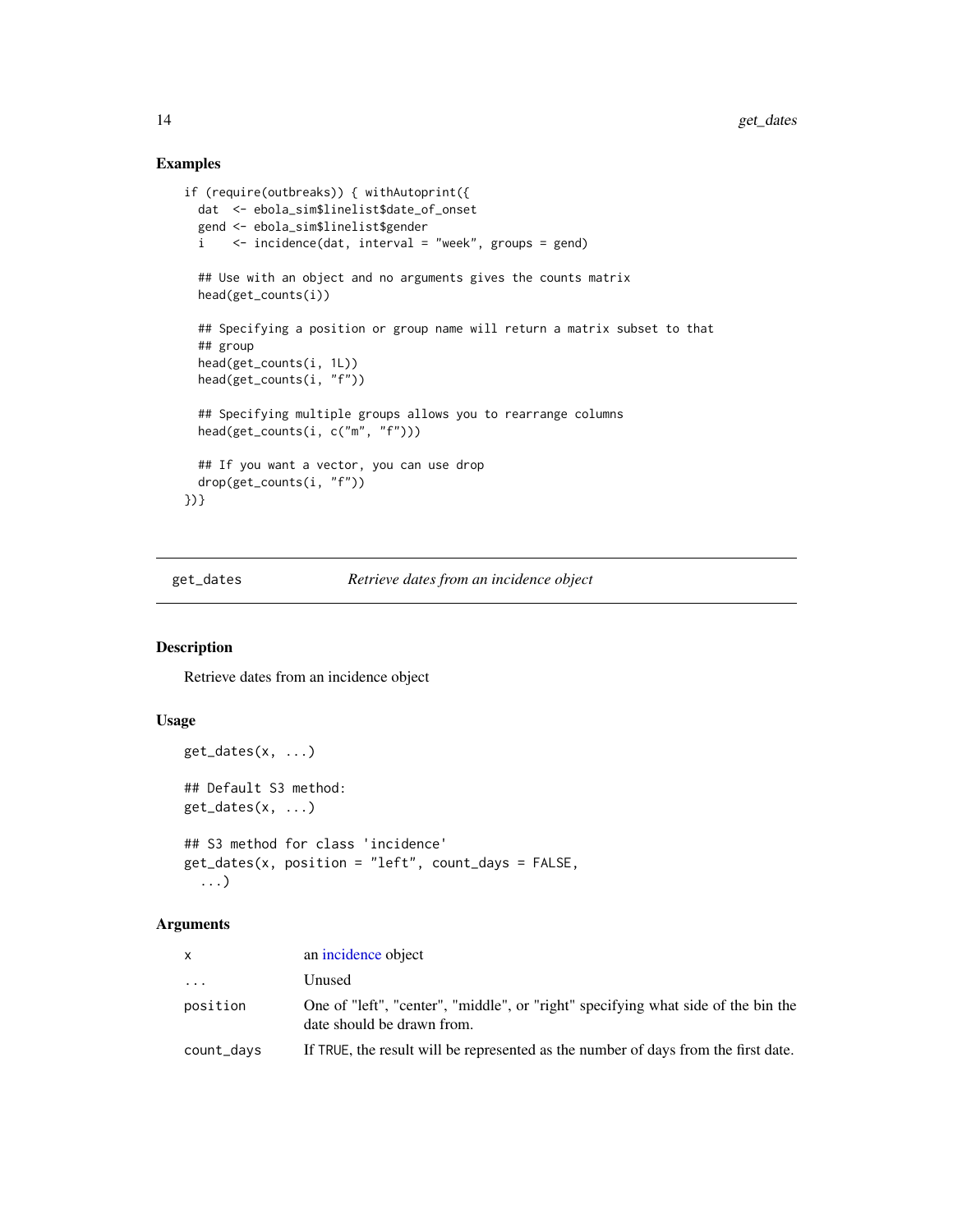### Examples

```
if (require(outbreaks)) { withAutoprint({
  dat  <- ebola_sim$linelist$date_of_onset
  gend <- ebola_sim$linelist$gender
  i    <- incidence(dat, interval = "week", groups = gend)

  ## Use with an object and no arguments gives the counts matrix
  head(get_counts(i))

  ## Specifying a position or group name will return a matrix subset to that
  ## group
  head(get_counts(i, 1L))
  head(get_counts(i, "f"))

  ## Specifying multiple groups allows you to rearrange columns
  head(get_counts(i, c("m", "f")))

  ## If you want a vector, you can use drop
  drop(get_counts(i, "f"))
})}
```

---

## get_dates — *Retrieve dates from an incidence object*

### Description

Retrieve dates from an incidence object

### Usage

```
get_dates(x, ...)

## Default S3 method:
get_dates(x, ...)

## S3 method for class 'incidence'
get_dates(x, position = "left", count_days = FALSE,
  ...)
```

### Arguments

| | |
|---|---|
| `x` | an incidence object |
| `...` | Unused |
| `position` | One of "left", "center", "middle", or "right" specifying what side of the bin the date should be drawn from. |
| `count_days` | If TRUE, the result will be represented as the number of days from the first date. |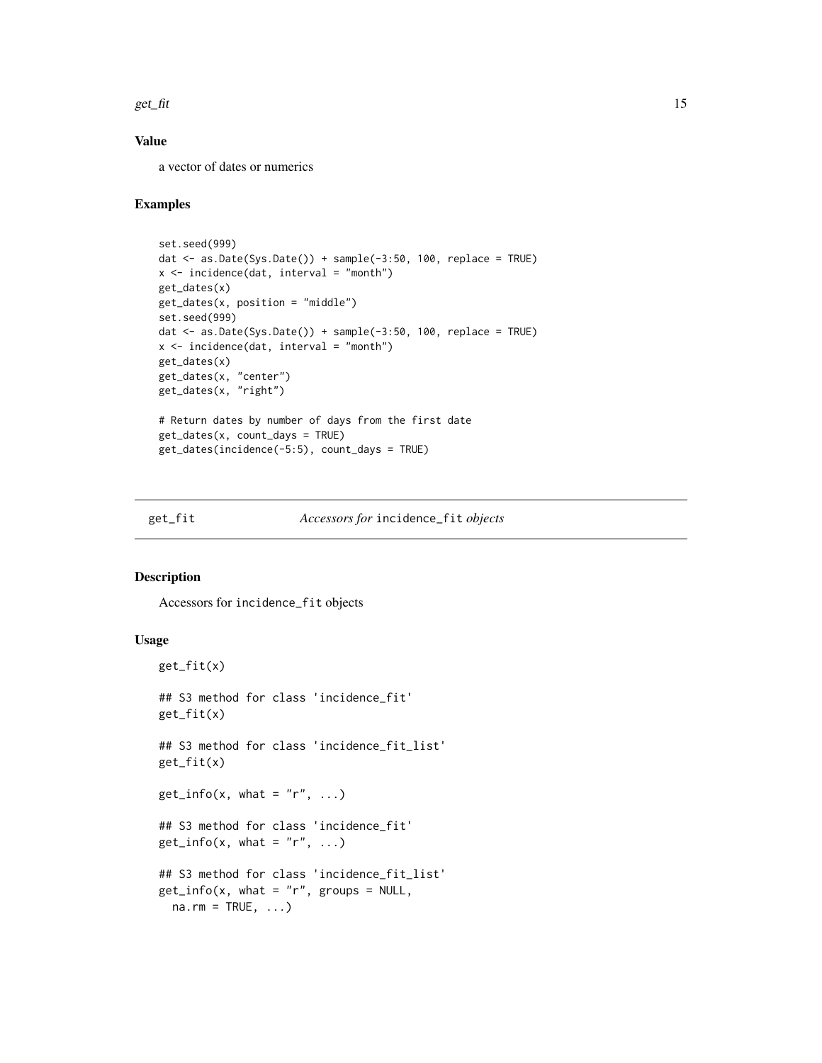### Value

a vector of dates or numerics

### Examples

```
set.seed(999)
dat <- as.Date(Sys.Date()) + sample(-3:50, 100, replace = TRUE)
x <- incidence(dat, interval = "month")
get_dates(x)
get_dates(x, position = "middle")
set.seed(999)
dat <- as.Date(Sys.Date()) + sample(-3:50, 100, replace = TRUE)
x <- incidence(dat, interval = "month")
get_dates(x)
get_dates(x, "center")
get_dates(x, "right")

# Return dates by number of days from the first date
get_dates(x, count_days = TRUE)
get_dates(incidence(-5:5), count_days = TRUE)
```

---

## get_fit — *Accessors for* `incidence_fit` *objects*

---

### Description

Accessors for `incidence_fit` objects

### Usage

```
get_fit(x)

## S3 method for class 'incidence_fit'
get_fit(x)

## S3 method for class 'incidence_fit_list'
get_fit(x)

get_info(x, what = "r", ...)

## S3 method for class 'incidence_fit'
get_info(x, what = "r", ...)

## S3 method for class 'incidence_fit_list'
get_info(x, what = "r", groups = NULL,
  na.rm = TRUE, ...)
```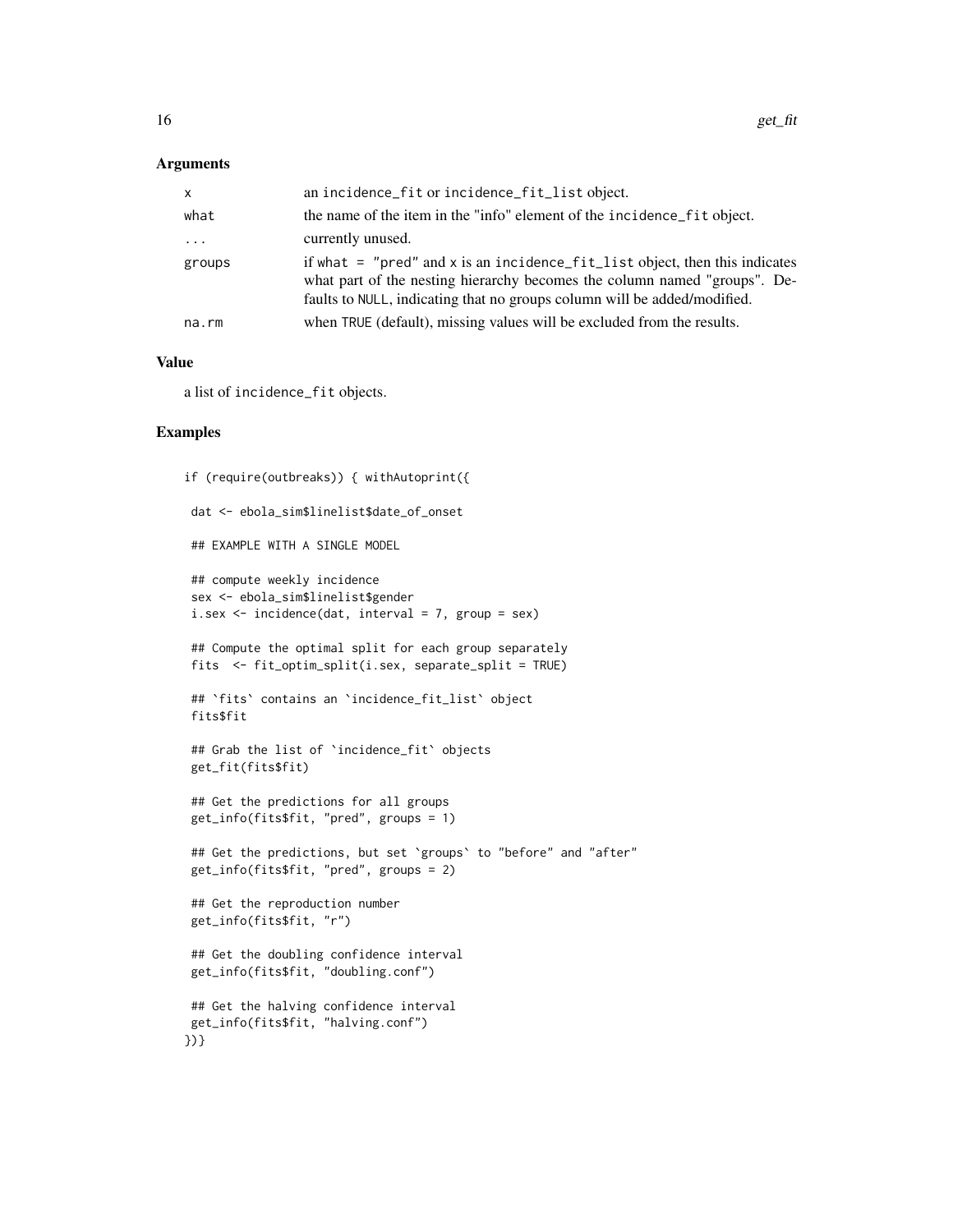## Arguments

| | |
|---|---|
| x | an incidence_fit or incidence_fit_list object. |
| what | the name of the item in the "info" element of the incidence_fit object. |
| ... | currently unused. |
| groups | if what = "pred" and x is an incidence_fit_list object, then this indicates what part of the nesting hierarchy becomes the column named "groups". Defaults to NULL, indicating that no groups column will be added/modified. |
| na.rm | when TRUE (default), missing values will be excluded from the results. |

## Value

a list of incidence_fit objects.

## Examples

```
if (require(outbreaks)) { withAutoprint({

 dat <- ebola_sim$linelist$date_of_onset

 ## EXAMPLE WITH A SINGLE MODEL

 ## compute weekly incidence
 sex <- ebola_sim$linelist$gender
 i.sex <- incidence(dat, interval = 7, group = sex)

 ## Compute the optimal split for each group separately
 fits  <- fit_optim_split(i.sex, separate_split = TRUE)

 ## `fits` contains an `incidence_fit_list` object
 fits$fit

 ## Grab the list of `incidence_fit` objects
 get_fit(fits$fit)

 ## Get the predictions for all groups
 get_info(fits$fit, "pred", groups = 1)

 ## Get the predictions, but set `groups` to "before" and "after"
 get_info(fits$fit, "pred", groups = 2)

 ## Get the reproduction number
 get_info(fits$fit, "r")

 ## Get the doubling confidence interval
 get_info(fits$fit, "doubling.conf")

 ## Get the halving confidence interval
 get_info(fits$fit, "halving.conf")
})}
```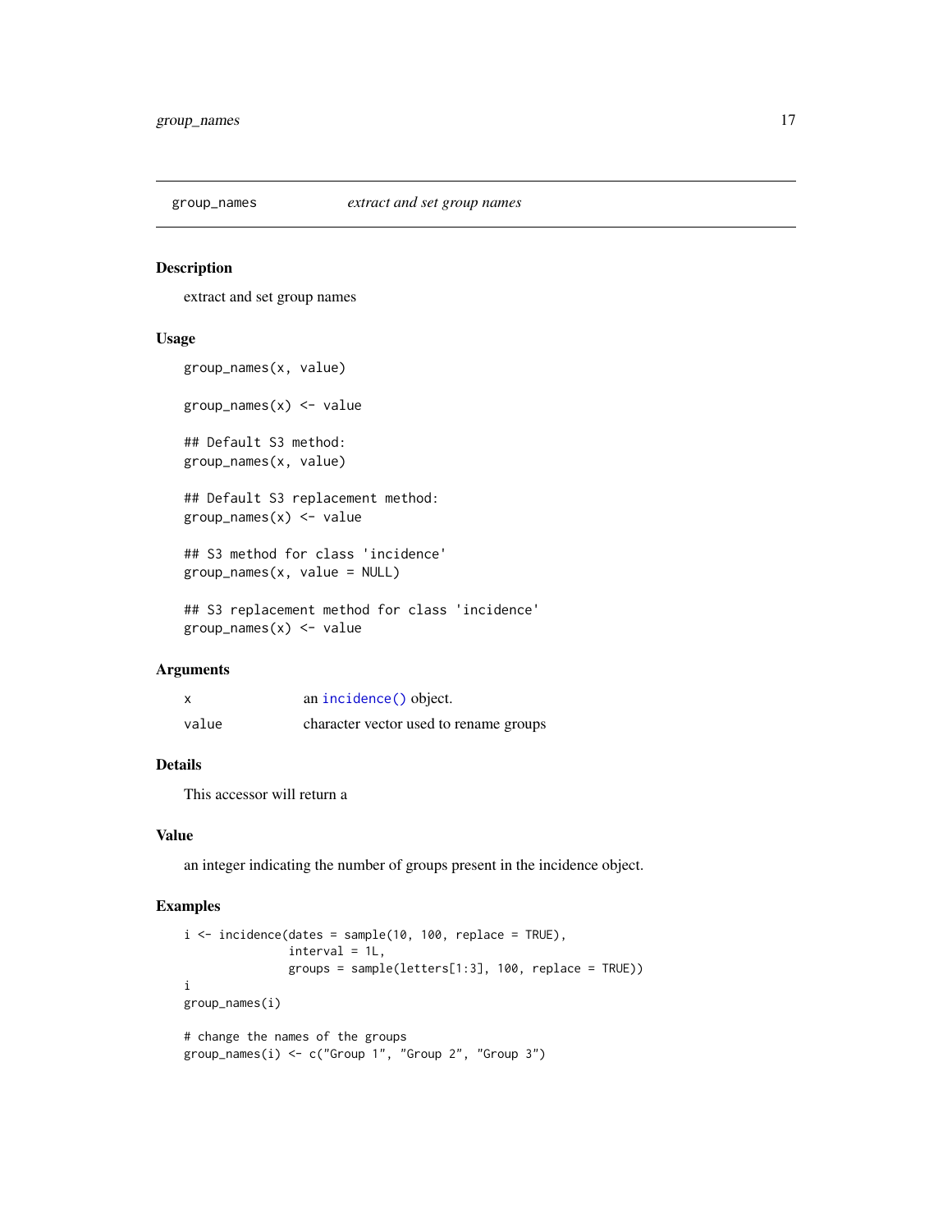## group_names *extract and set group names*

### Description

extract and set group names

### Usage

```
group_names(x, value)

group_names(x) <- value

## Default S3 method:
group_names(x, value)

## Default S3 replacement method:
group_names(x) <- value

## S3 method for class 'incidence'
group_names(x, value = NULL)

## S3 replacement method for class 'incidence'
group_names(x) <- value
```

### Arguments

| | |
|---|---|
| x | an `incidence()` object. |
| value | character vector used to rename groups |

### Details

This accessor will return a

### Value

an integer indicating the number of groups present in the incidence object.

### Examples

```
i <- incidence(dates = sample(10, 100, replace = TRUE),
               interval = 1L,
               groups = sample(letters[1:3], 100, replace = TRUE))
i
group_names(i)

# change the names of the groups
group_names(i) <- c("Group 1", "Group 2", "Group 3")
```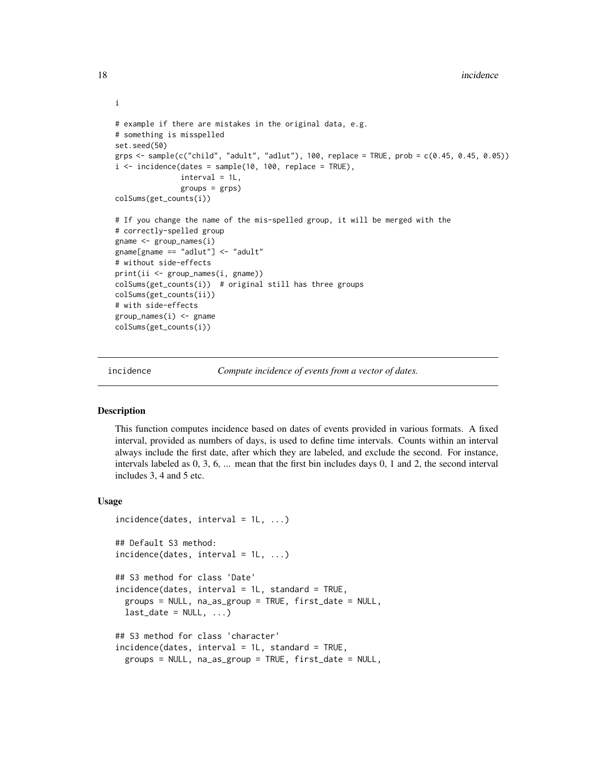```
i

# example if there are mistakes in the original data, e.g.
# something is misspelled
set.seed(50)
grps <- sample(c("child", "adult", "adlut"), 100, replace = TRUE, prob = c(0.45, 0.45, 0.05))
i <- incidence(dates = sample(10, 100, replace = TRUE),
               interval = 1L,
               groups = grps)
colSums(get_counts(i))

# If you change the name of the mis-spelled group, it will be merged with the
# correctly-spelled group
gname <- group_names(i)
gname[gname == "adlut"] <- "adult"
# without side-effects
print(ii <- group_names(i, gname))
colSums(get_counts(i))  # original still has three groups
colSums(get_counts(ii))
# with side-effects
group_names(i) <- gname
colSums(get_counts(i))
```

---

## incidence — *Compute incidence of events from a vector of dates.*

### Description

This function computes incidence based on dates of events provided in various formats. A fixed interval, provided as numbers of days, is used to define time intervals. Counts within an interval always include the first date, after which they are labeled, and exclude the second. For instance, intervals labeled as 0, 3, 6, ... mean that the first bin includes days 0, 1 and 2, the second interval includes 3, 4 and 5 etc.

### Usage

```
incidence(dates, interval = 1L, ...)

## Default S3 method:
incidence(dates, interval = 1L, ...)

## S3 method for class 'Date'
incidence(dates, interval = 1L, standard = TRUE,
  groups = NULL, na_as_group = TRUE, first_date = NULL,
  last_date = NULL, ...)

## S3 method for class 'character'
incidence(dates, interval = 1L, standard = TRUE,
  groups = NULL, na_as_group = TRUE, first_date = NULL,
```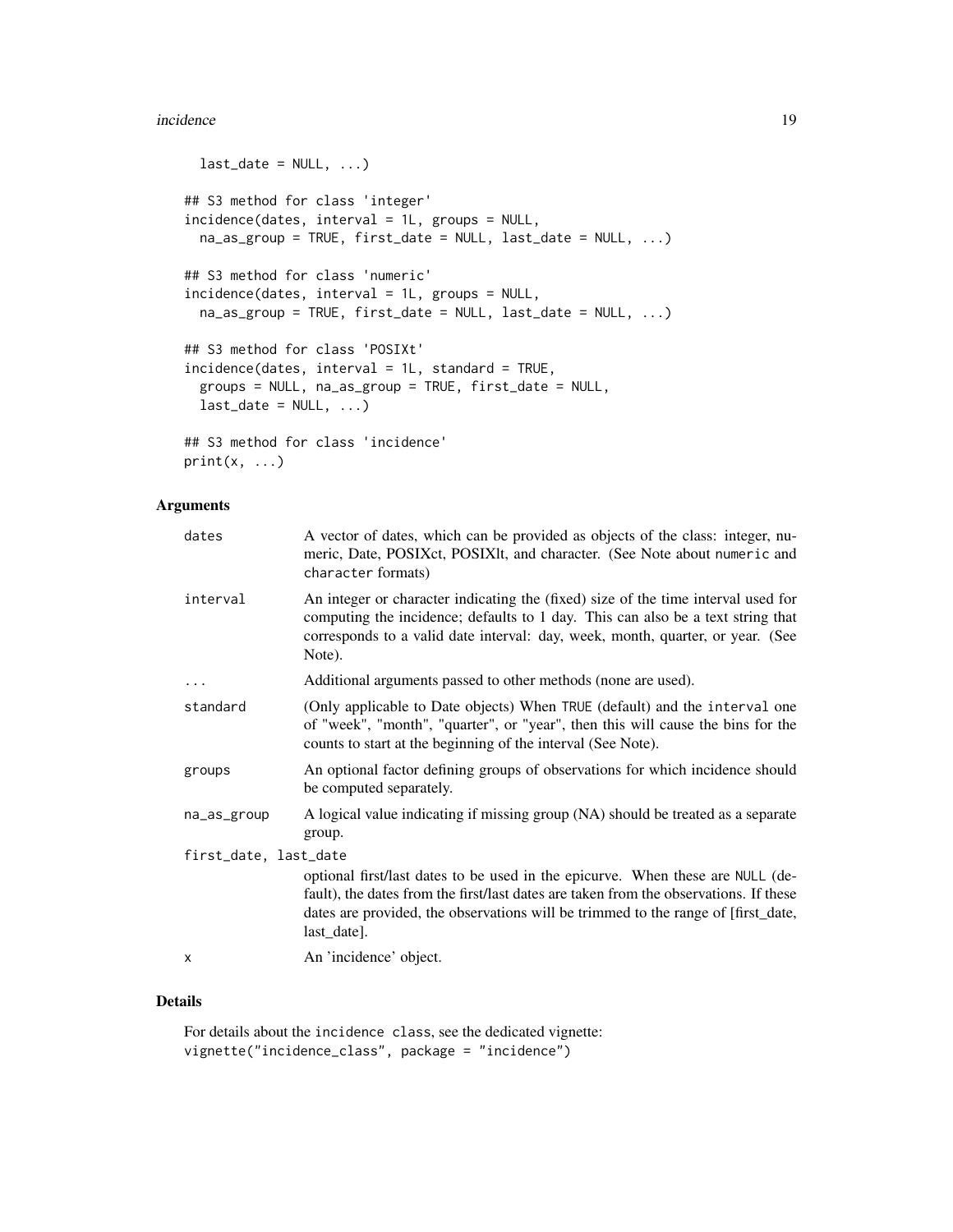```
  last_date = NULL, ...)

## S3 method for class 'integer'
incidence(dates, interval = 1L, groups = NULL,
  na_as_group = TRUE, first_date = NULL, last_date = NULL, ...)

## S3 method for class 'numeric'
incidence(dates, interval = 1L, groups = NULL,
  na_as_group = TRUE, first_date = NULL, last_date = NULL, ...)

## S3 method for class 'POSIXt'
incidence(dates, interval = 1L, standard = TRUE,
  groups = NULL, na_as_group = TRUE, first_date = NULL,
  last_date = NULL, ...)

## S3 method for class 'incidence'
print(x, ...)
```

### Arguments

| | |
|---|---|
| `dates` | A vector of dates, which can be provided as objects of the class: integer, numeric, Date, POSIXct, POSIXlt, and character. (See Note about `numeric` and `character` formats) |
| `interval` | An integer or character indicating the (fixed) size of the time interval used for computing the incidence; defaults to 1 day. This can also be a text string that corresponds to a valid date interval: day, week, month, quarter, or year. (See Note). |
| `...` | Additional arguments passed to other methods (none are used). |
| `standard` | (Only applicable to Date objects) When `TRUE` (default) and the `interval` one of "week", "month", "quarter", or "year", then this will cause the bins for the counts to start at the beginning of the interval (See Note). |
| `groups` | An optional factor defining groups of observations for which incidence should be computed separately. |
| `na_as_group` | A logical value indicating if missing group (NA) should be treated as a separate group. |
| `first_date, last_date` | optional first/last dates to be used in the epicurve. When these are `NULL` (default), the dates from the first/last dates are taken from the observations. If these dates are provided, the observations will be trimmed to the range of [first_date, last_date]. |
| `x` | An 'incidence' object. |

### Details

For details about the `incidence class`, see the dedicated vignette:
`vignette("incidence_class", package = "incidence")`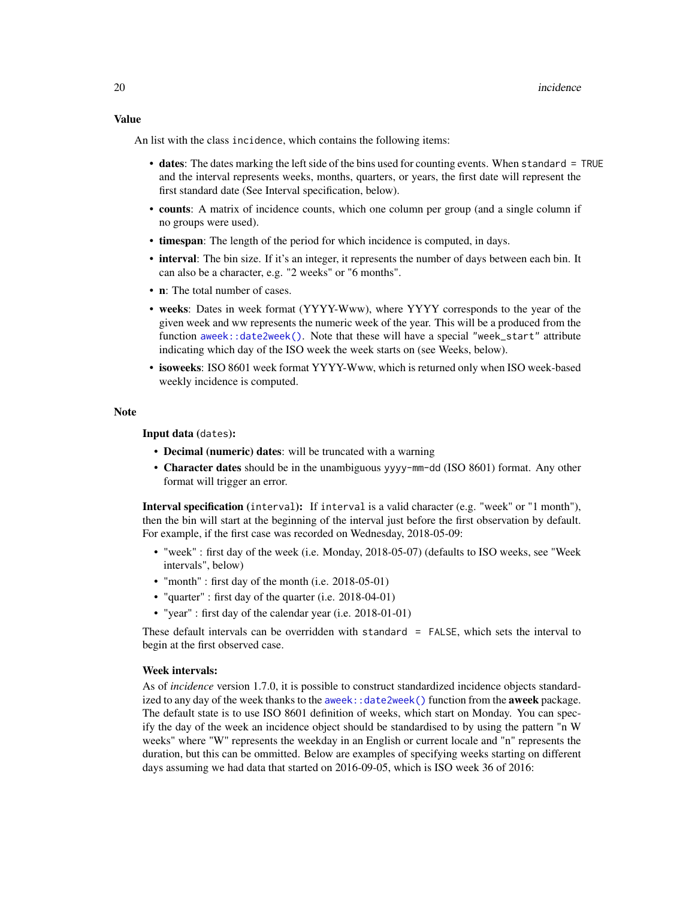## Value

An list with the class `incidence`, which contains the following items:

- **dates**: The dates marking the left side of the bins used for counting events. When `standard = TRUE` and the interval represents weeks, months, quarters, or years, the first date will represent the first standard date (See Interval specification, below).
- **counts**: A matrix of incidence counts, which one column per group (and a single column if no groups were used).
- **timespan**: The length of the period for which incidence is computed, in days.
- **interval**: The bin size. If it's an integer, it represents the number of days between each bin. It can also be a character, e.g. "2 weeks" or "6 months".
- **n**: The total number of cases.
- **weeks**: Dates in week format (YYYY-Www), where YYYY corresponds to the year of the given week and ww represents the numeric week of the year. This will be a produced from the function `aweek::date2week()`. Note that these will have a special `"week_start"` attribute indicating which day of the ISO week the week starts on (see Weeks, below).
- **isoweeks**: ISO 8601 week format YYYY-Www, which is returned only when ISO week-based weekly incidence is computed.

## Note

**Input data (`dates`):**

- **Decimal (numeric) dates**: will be truncated with a warning
- **Character dates** should be in the unambiguous `yyyy-mm-dd` (ISO 8601) format. Any other format will trigger an error.

**Interval specification (`interval`):** If `interval` is a valid character (e.g. "week" or "1 month"), then the bin will start at the beginning of the interval just before the first observation by default. For example, if the first case was recorded on Wednesday, 2018-05-09:

- "week" : first day of the week (i.e. Monday, 2018-05-07) (defaults to ISO weeks, see "Week intervals", below)
- "month" : first day of the month (i.e. 2018-05-01)
- "quarter" : first day of the quarter (i.e. 2018-04-01)
- "year" : first day of the calendar year (i.e. 2018-01-01)

These default intervals can be overridden with `standard = FALSE`, which sets the interval to begin at the first observed case.

**Week intervals:**

As of *incidence* version 1.7.0, it is possible to construct standardized incidence objects standardized to any day of the week thanks to the `aweek::date2week()` function from the **aweek** package. The default state is to use ISO 8601 definition of weeks, which start on Monday. You can specify the day of the week an incidence object should be standardised to by using the pattern "n W weeks" where "W" represents the weekday in an English or current locale and "n" represents the duration, but this can be ommitted. Below are examples of specifying weeks starting on different days assuming we had data that started on 2016-09-05, which is ISO week 36 of 2016: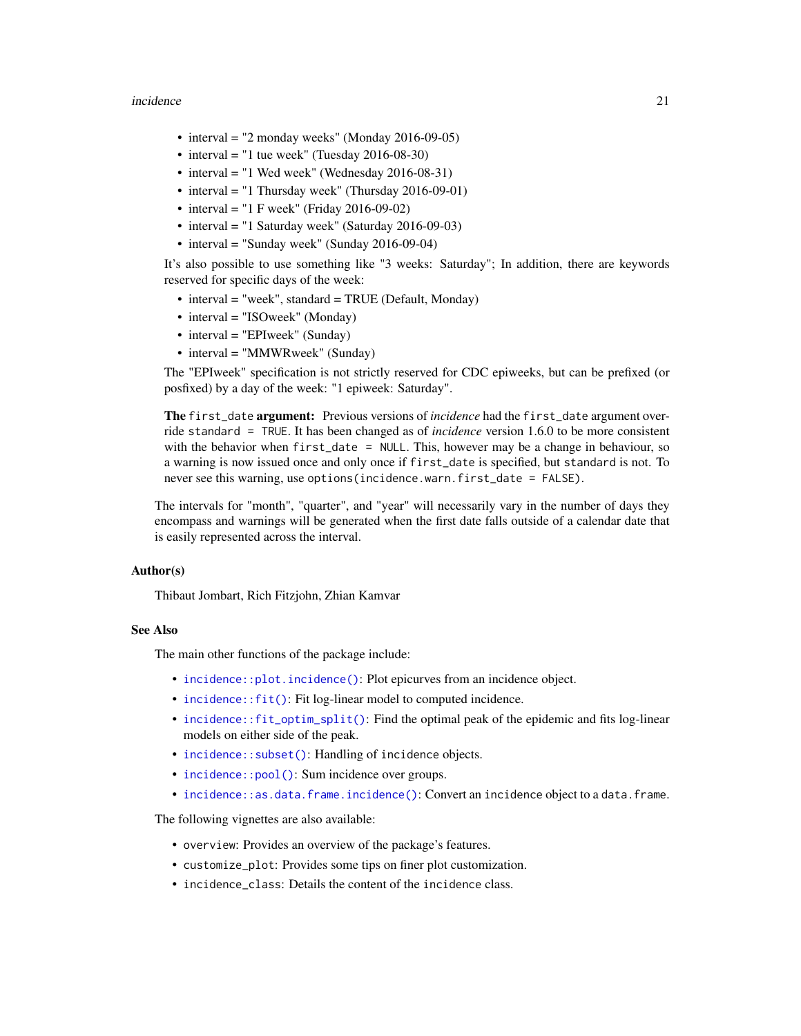- interval = "2 monday weeks" (Monday 2016-09-05)
- interval = "1 tue week" (Tuesday 2016-08-30)
- interval = "1 Wed week" (Wednesday 2016-08-31)
- interval = "1 Thursday week" (Thursday 2016-09-01)
- interval = "1 F week" (Friday 2016-09-02)
- interval = "1 Saturday week" (Saturday 2016-09-03)
- interval = "Sunday week" (Sunday 2016-09-04)

It's also possible to use something like "3 weeks: Saturday"; In addition, there are keywords reserved for specific days of the week:

- interval = "week", standard = TRUE (Default, Monday)
- interval = "ISOweek" (Monday)
- interval = "EPIweek" (Sunday)
- interval = "MMWRweek" (Sunday)

The "EPIweek" specification is not strictly reserved for CDC epiweeks, but can be prefixed (or posfixed) by a day of the week: "1 epiweek: Saturday".

**The `first_date` argument:** Previous versions of *incidence* had the `first_date` argument override `standard = TRUE`. It has been changed as of *incidence* version 1.6.0 to be more consistent with the behavior when `first_date = NULL`. This, however may be a change in behaviour, so a warning is now issued once and only once if `first_date` is specified, but `standard` is not. To never see this warning, use `options(incidence.warn.first_date = FALSE)`.

The intervals for "month", "quarter", and "year" will necessarily vary in the number of days they encompass and warnings will be generated when the first date falls outside of a calendar date that is easily represented across the interval.

### Author(s)

Thibaut Jombart, Rich Fitzjohn, Zhian Kamvar

### See Also

The main other functions of the package include:

- `incidence::plot.incidence()`: Plot epicurves from an incidence object.
- `incidence::fit()`: Fit log-linear model to computed incidence.
- `incidence::fit_optim_split()`: Find the optimal peak of the epidemic and fits log-linear models on either side of the peak.
- `incidence::subset()`: Handling of `incidence` objects.
- `incidence::pool()`: Sum incidence over groups.
- `incidence::as.data.frame.incidence()`: Convert an `incidence` object to a `data.frame`.

The following vignettes are also available:

- `overview`: Provides an overview of the package's features.
- `customize_plot`: Provides some tips on finer plot customization.
- `incidence_class`: Details the content of the `incidence` class.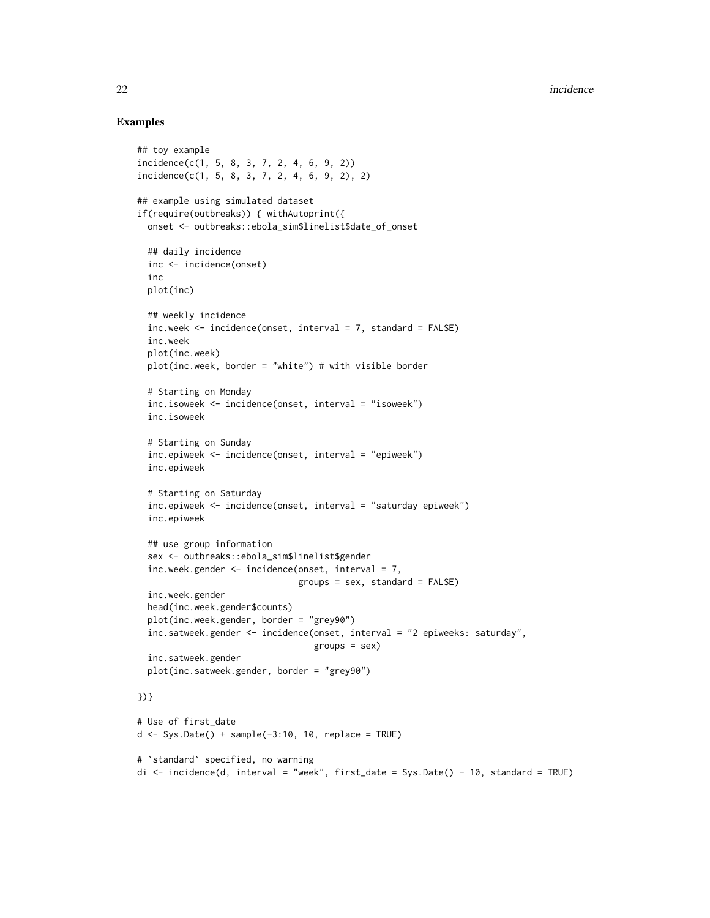## Examples

```
## toy example
incidence(c(1, 5, 8, 3, 7, 2, 4, 6, 9, 2))
incidence(c(1, 5, 8, 3, 7, 2, 4, 6, 9, 2), 2)

## example using simulated dataset
if(require(outbreaks)) { withAutoprint({
  onset <- outbreaks::ebola_sim$linelist$date_of_onset

  ## daily incidence
  inc <- incidence(onset)
  inc
  plot(inc)

  ## weekly incidence
  inc.week <- incidence(onset, interval = 7, standard = FALSE)
  inc.week
  plot(inc.week)
  plot(inc.week, border = "white") # with visible border

  # Starting on Monday
  inc.isoweek <- incidence(onset, interval = "isoweek")
  inc.isoweek

  # Starting on Sunday
  inc.epiweek <- incidence(onset, interval = "epiweek")
  inc.epiweek

  # Starting on Saturday
  inc.epiweek <- incidence(onset, interval = "saturday epiweek")
  inc.epiweek

  ## use group information
  sex <- outbreaks::ebola_sim$linelist$gender
  inc.week.gender <- incidence(onset, interval = 7,
                               groups = sex, standard = FALSE)
  inc.week.gender
  head(inc.week.gender$counts)
  plot(inc.week.gender, border = "grey90")
  inc.satweek.gender <- incidence(onset, interval = "2 epiweeks: saturday",
                                  groups = sex)
  inc.satweek.gender
  plot(inc.satweek.gender, border = "grey90")

})}

# Use of first_date
d <- Sys.Date() + sample(-3:10, 10, replace = TRUE)

# `standard` specified, no warning
di <- incidence(d, interval = "week", first_date = Sys.Date() - 10, standard = TRUE)
```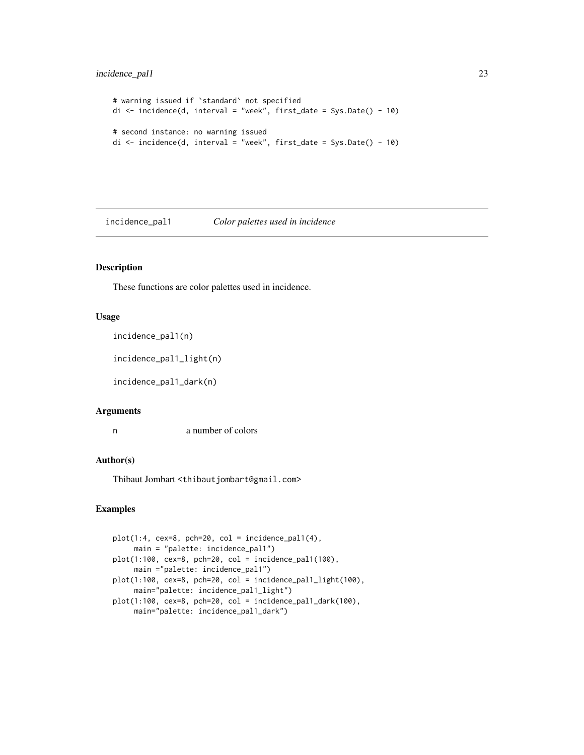```
# warning issued if `standard` not specified
di <- incidence(d, interval = "week", first_date = Sys.Date() - 10)

# second instance: no warning issued
di <- incidence(d, interval = "week", first_date = Sys.Date() - 10)
```

## incidence_pal1 *Color palettes used in incidence*

### Description

These functions are color palettes used in incidence.

### Usage

```
incidence_pal1(n)

incidence_pal1_light(n)

incidence_pal1_dark(n)
```

### Arguments

| | |
|---|---|
| n | a number of colors |

### Author(s)

Thibaut Jombart <thibautjombart@gmail.com>

### Examples

```
plot(1:4, cex=8, pch=20, col = incidence_pal1(4),
     main = "palette: incidence_pal1")
plot(1:100, cex=8, pch=20, col = incidence_pal1(100),
     main ="palette: incidence_pal1")
plot(1:100, cex=8, pch=20, col = incidence_pal1_light(100),
     main="palette: incidence_pal1_light")
plot(1:100, cex=8, pch=20, col = incidence_pal1_dark(100),
     main="palette: incidence_pal1_dark")
```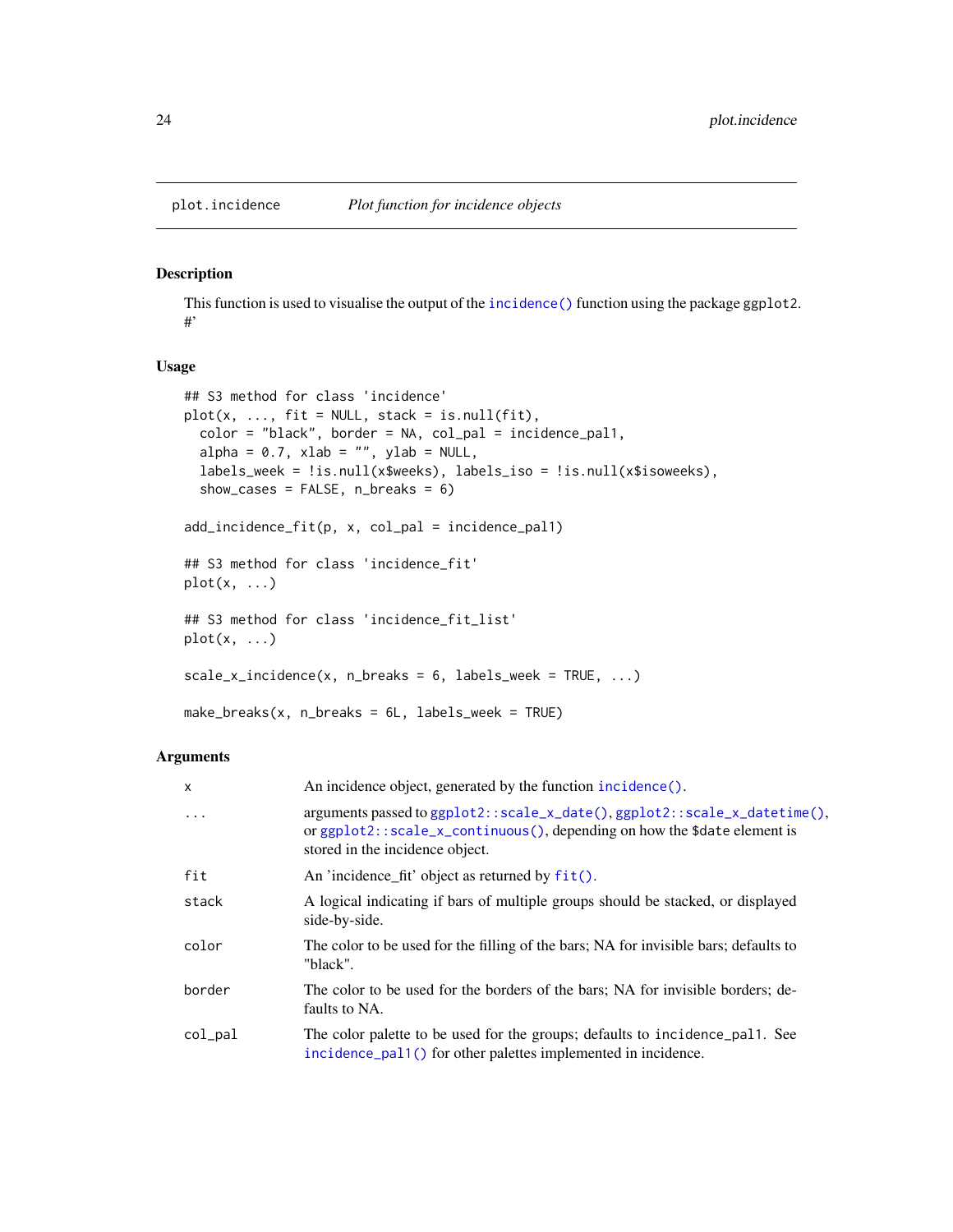plot.incidence *Plot function for incidence objects*

## Description

This function is used to visualise the output of the incidence() function using the package ggplot2. #'

## Usage

```
## S3 method for class 'incidence'
plot(x, ..., fit = NULL, stack = is.null(fit),
  color = "black", border = NA, col_pal = incidence_pal1,
  alpha = 0.7, xlab = "", ylab = NULL,
  labels_week = !is.null(x$weeks), labels_iso = !is.null(x$isoweeks),
  show_cases = FALSE, n_breaks = 6)

add_incidence_fit(p, x, col_pal = incidence_pal1)

## S3 method for class 'incidence_fit'
plot(x, ...)

## S3 method for class 'incidence_fit_list'
plot(x, ...)

scale_x_incidence(x, n_breaks = 6, labels_week = TRUE, ...)

make_breaks(x, n_breaks = 6L, labels_week = TRUE)
```

## Arguments

| | |
|---|---|
| `x` | An incidence object, generated by the function incidence(). |
| `...` | arguments passed to ggplot2::scale_x_date(), ggplot2::scale_x_datetime(), or ggplot2::scale_x_continuous(), depending on how the $date element is stored in the incidence object. |
| `fit` | An 'incidence_fit' object as returned by fit(). |
| `stack` | A logical indicating if bars of multiple groups should be stacked, or displayed side-by-side. |
| `color` | The color to be used for the filling of the bars; NA for invisible bars; defaults to "black". |
| `border` | The color to be used for the borders of the bars; NA for invisible borders; defaults to NA. |
| `col_pal` | The color palette to be used for the groups; defaults to incidence_pal1. See incidence_pal1() for other palettes implemented in incidence. |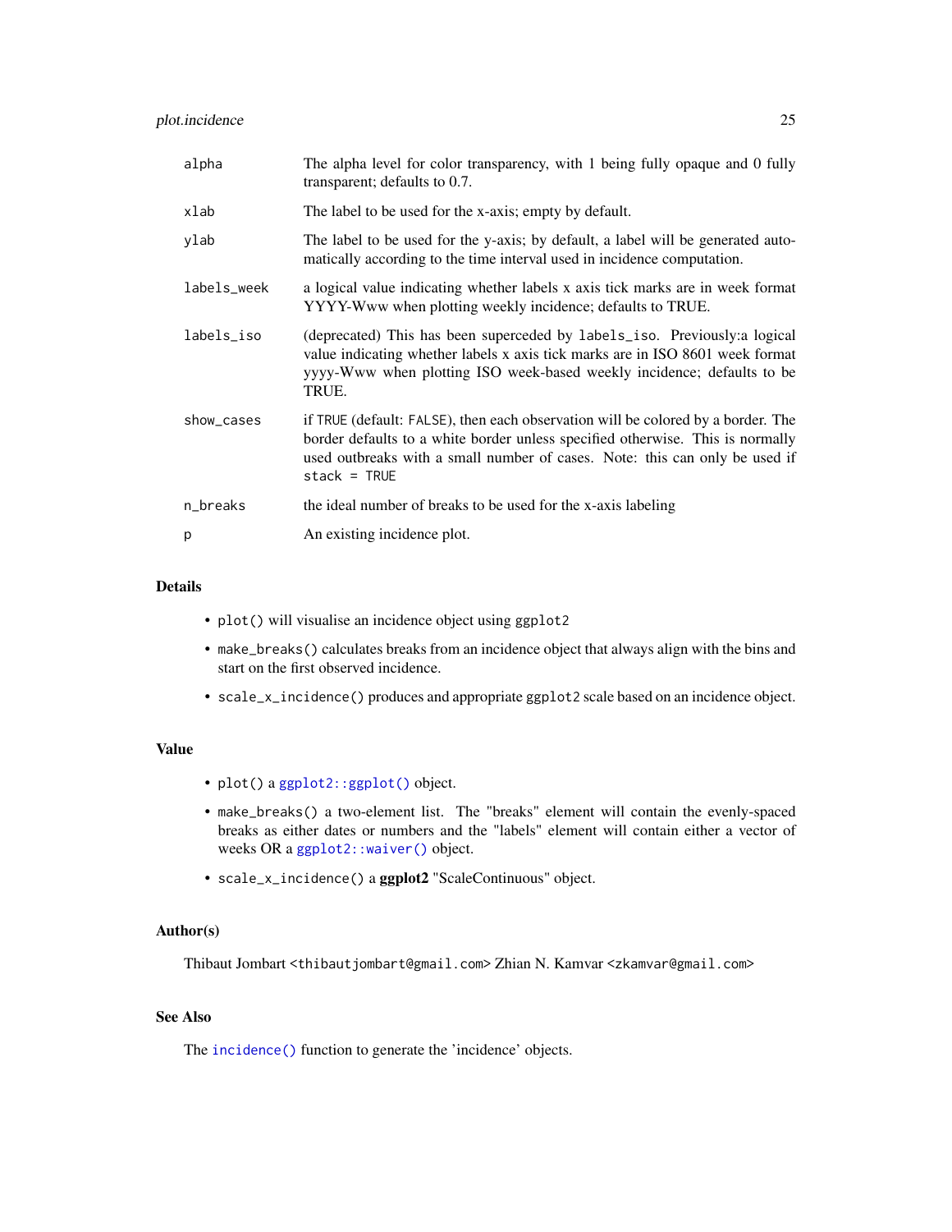| | |
|---|---|
| `alpha` | The alpha level for color transparency, with 1 being fully opaque and 0 fully transparent; defaults to 0.7. |
| `xlab` | The label to be used for the x-axis; empty by default. |
| `ylab` | The label to be used for the y-axis; by default, a label will be generated automatically according to the time interval used in incidence computation. |
| `labels_week` | a logical value indicating whether labels x axis tick marks are in week format YYYY-Www when plotting weekly incidence; defaults to TRUE. |
| `labels_iso` | (deprecated) This has been superceded by `labels_iso`. Previously:a logical value indicating whether labels x axis tick marks are in ISO 8601 week format yyyy-Www when plotting ISO week-based weekly incidence; defaults to be TRUE. |
| `show_cases` | if `TRUE` (default: `FALSE`), then each observation will be colored by a border. The border defaults to a white border unless specified otherwise. This is normally used outbreaks with a small number of cases. Note: this can only be used if `stack = TRUE` |
| `n_breaks` | the ideal number of breaks to be used for the x-axis labeling |
| `p` | An existing incidence plot. |

## Details

- `plot()` will visualise an incidence object using `ggplot2`
- `make_breaks()` calculates breaks from an incidence object that always align with the bins and start on the first observed incidence.
- `scale_x_incidence()` produces and appropriate `ggplot2` scale based on an incidence object.

## Value

- `plot()` a `ggplot2::ggplot()` object.
- `make_breaks()` a two-element list. The "breaks" element will contain the evenly-spaced breaks as either dates or numbers and the "labels" element will contain either a vector of weeks OR a `ggplot2::waiver()` object.
- `scale_x_incidence()` a **ggplot2** "ScaleContinuous" object.

## Author(s)

Thibaut Jombart <thibautjombart@gmail.com> Zhian N. Kamvar <zkamvar@gmail.com>

## See Also

The `incidence()` function to generate the 'incidence' objects.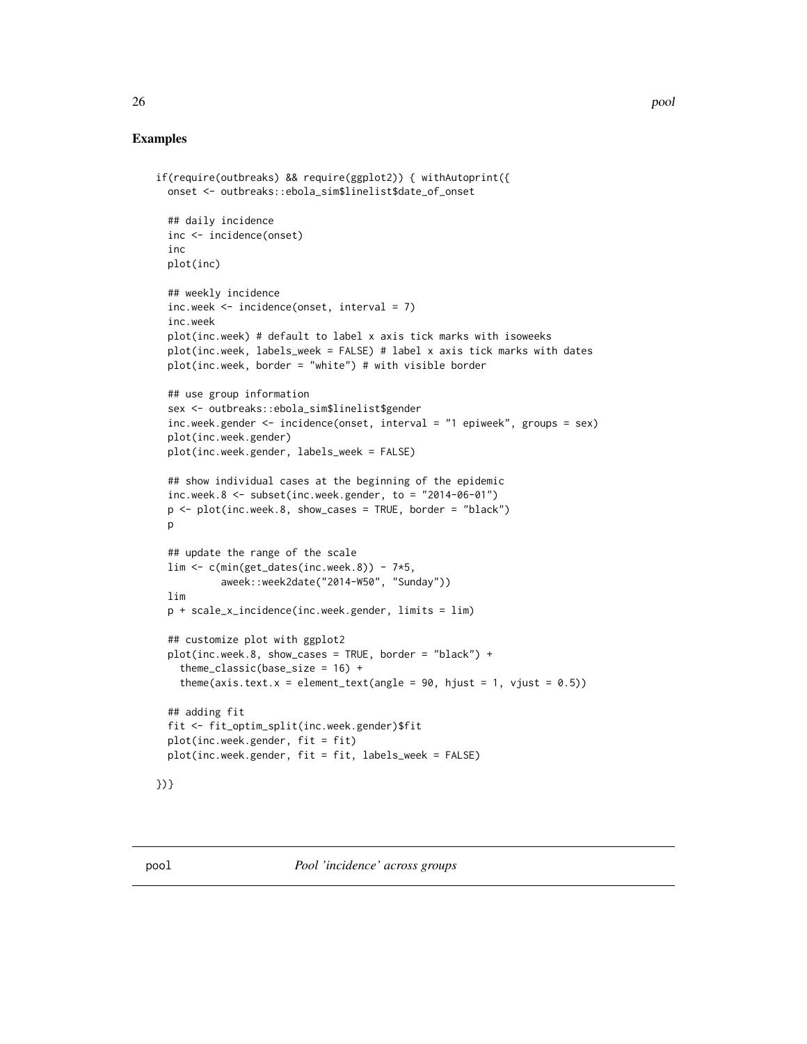## Examples

```
if(require(outbreaks) && require(ggplot2)) { withAutoprint({
  onset <- outbreaks::ebola_sim$linelist$date_of_onset

  ## daily incidence
  inc <- incidence(onset)
  inc
  plot(inc)

  ## weekly incidence
  inc.week <- incidence(onset, interval = 7)
  inc.week
  plot(inc.week) # default to label x axis tick marks with isoweeks
  plot(inc.week, labels_week = FALSE) # label x axis tick marks with dates
  plot(inc.week, border = "white") # with visible border

  ## use group information
  sex <- outbreaks::ebola_sim$linelist$gender
  inc.week.gender <- incidence(onset, interval = "1 epiweek", groups = sex)
  plot(inc.week.gender)
  plot(inc.week.gender, labels_week = FALSE)

  ## show individual cases at the beginning of the epidemic
  inc.week.8 <- subset(inc.week.gender, to = "2014-06-01")
  p <- plot(inc.week.8, show_cases = TRUE, border = "black")
  p

  ## update the range of the scale
  lim <- c(min(get_dates(inc.week.8)) - 7*5,
           aweek::week2date("2014-W50", "Sunday"))
  lim
  p + scale_x_incidence(inc.week.gender, limits = lim)

  ## customize plot with ggplot2
  plot(inc.week.8, show_cases = TRUE, border = "black") +
    theme_classic(base_size = 16) +
    theme(axis.text.x = element_text(angle = 90, hjust = 1, vjust = 0.5))

  ## adding fit
  fit <- fit_optim_split(inc.week.gender)$fit
  plot(inc.week.gender, fit = fit)
  plot(inc.week.gender, fit = fit, labels_week = FALSE)

})}
```

---

`pool` *Pool 'incidence' across groups*

---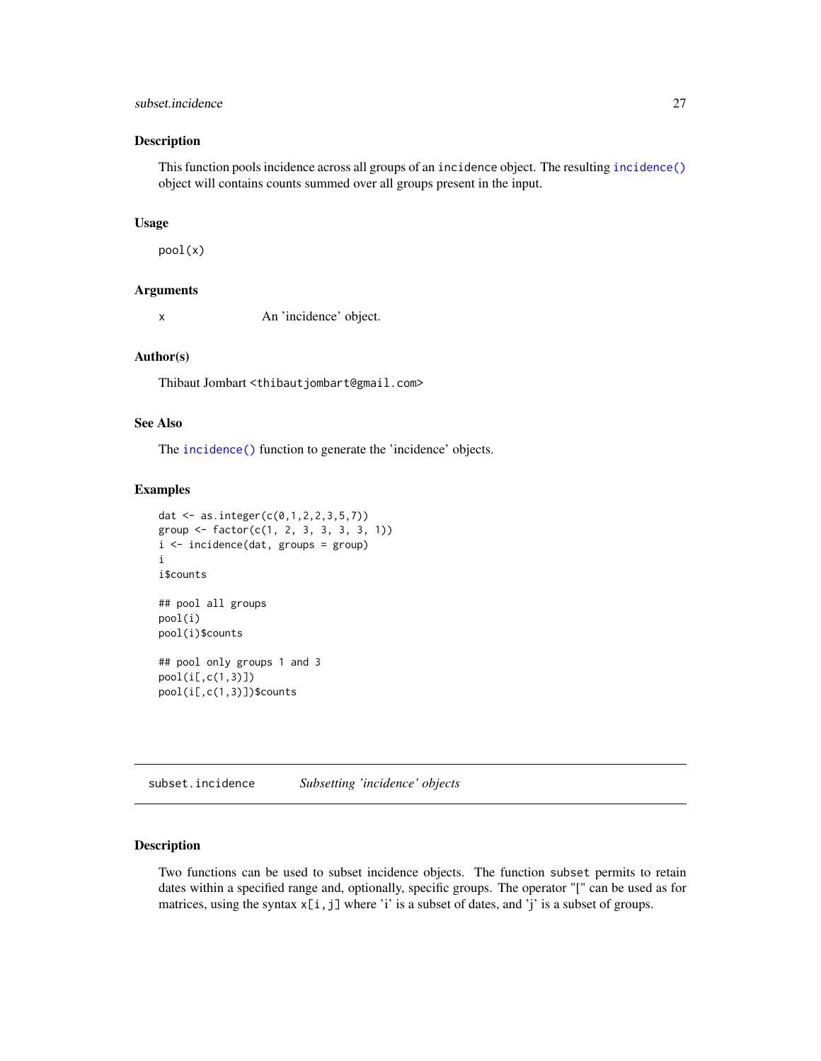### Description

This function pools incidence across all groups of an `incidence` object. The resulting `incidence()` object will contains counts summed over all groups present in the input.

### Usage

```
pool(x)
```

### Arguments

x    An 'incidence' object.

### Author(s)

Thibaut Jombart <thibautjombart@gmail.com>

### See Also

The `incidence()` function to generate the 'incidence' objects.

### Examples

```
dat <- as.integer(c(0,1,2,2,3,5,7))
group <- factor(c(1, 2, 3, 3, 3, 3, 1))
i <- incidence(dat, groups = group)
i
i$counts

## pool all groups
pool(i)
pool(i)$counts

## pool only groups 1 and 3
pool(i[,c(1,3)])
pool(i[,c(1,3)])$counts
```

---

## subset.incidence    *Subsetting 'incidence' objects*

---

### Description

Two functions can be used to subset incidence objects. The function `subset` permits to retain dates within a specified range and, optionally, specific groups. The operator "[" can be used as for matrices, using the syntax `x[i,j]` where 'i' is a subset of dates, and 'j' is a subset of groups.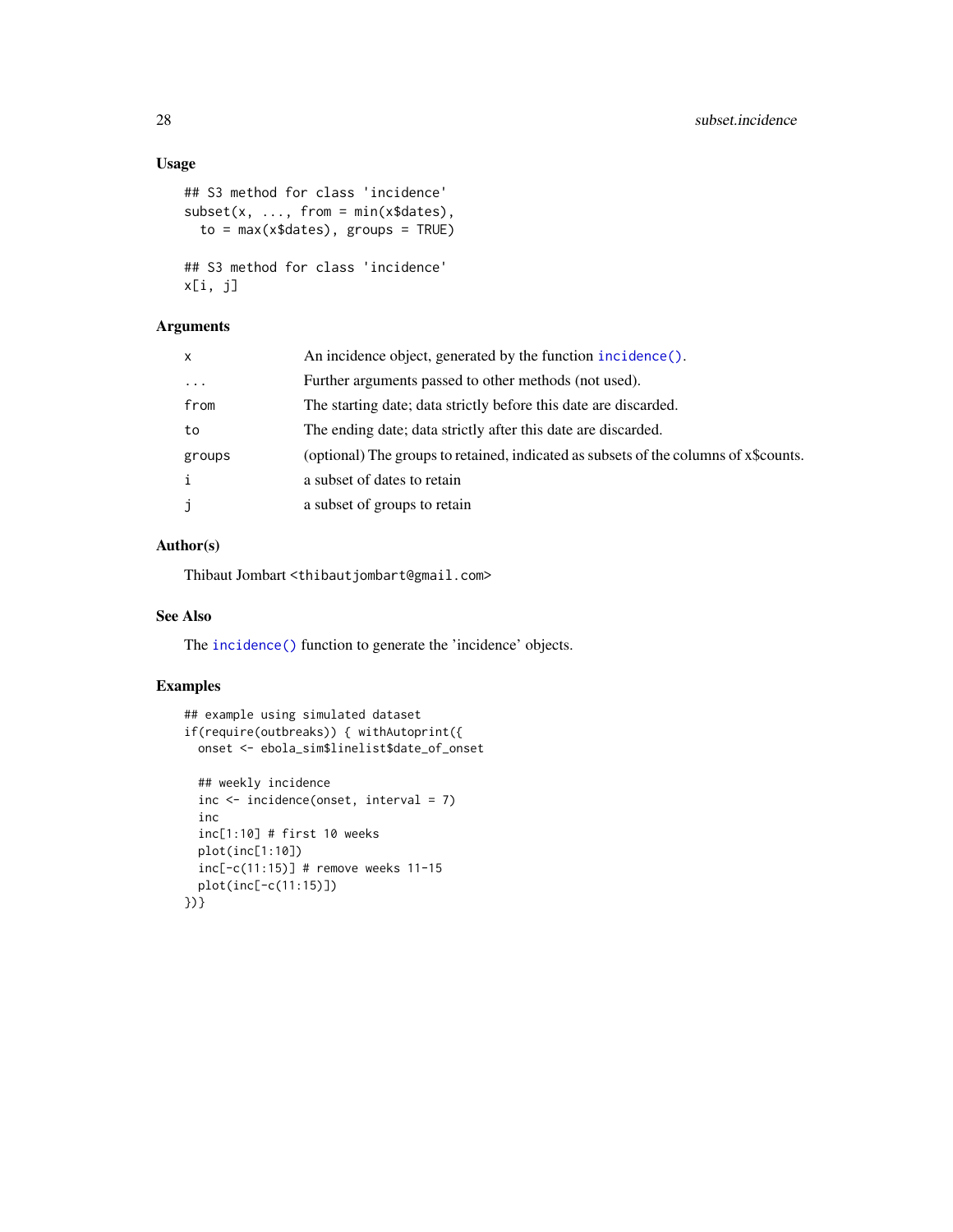## Usage

```
## S3 method for class 'incidence'
subset(x, ..., from = min(x$dates),
  to = max(x$dates), groups = TRUE)

## S3 method for class 'incidence'
x[i, j]
```

## Arguments

| | |
|---|---|
| x | An incidence object, generated by the function incidence(). |
| ... | Further arguments passed to other methods (not used). |
| from | The starting date; data strictly before this date are discarded. |
| to | The ending date; data strictly after this date are discarded. |
| groups | (optional) The groups to retained, indicated as subsets of the columns of x$counts. |
| i | a subset of dates to retain |
| j | a subset of groups to retain |

## Author(s)

Thibaut Jombart <thibautjombart@gmail.com>

## See Also

The incidence() function to generate the 'incidence' objects.

## Examples

```
## example using simulated dataset
if(require(outbreaks)) { withAutoprint({
  onset <- ebola_sim$linelist$date_of_onset

  ## weekly incidence
  inc <- incidence(onset, interval = 7)
  inc
  inc[1:10] # first 10 weeks
  plot(inc[1:10])
  inc[-c(11:15)] # remove weeks 11-15
  plot(inc[-c(11:15)])
})}
```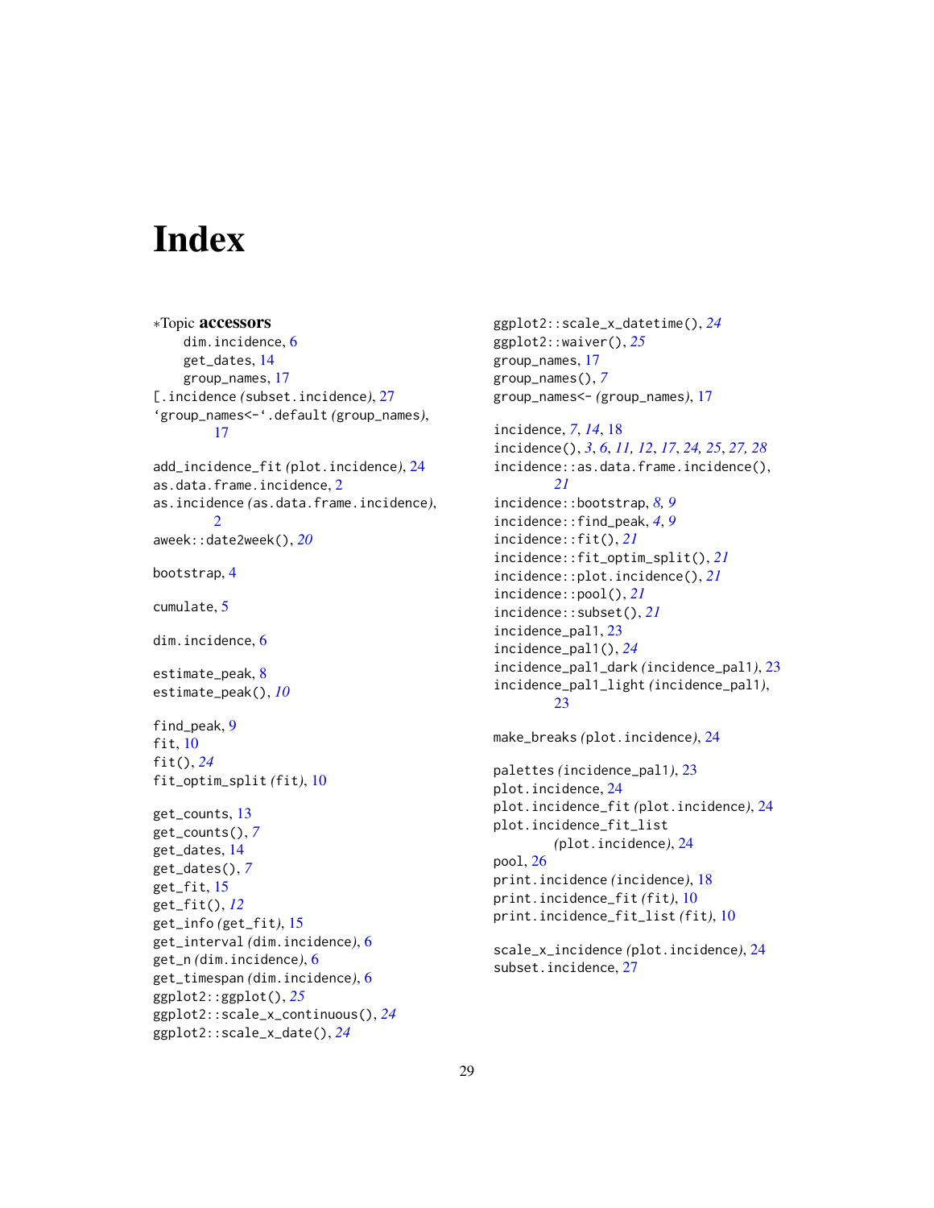# Index

*Topic **accessors**
- dim.incidence, 6
- get_dates, 14
- group_names, 17

[.incidence *(subset.incidence)*, 27
‘group_names<-‘.default *(group_names)*, 17

add_incidence_fit *(plot.incidence)*, 24
as.data.frame.incidence, 2
as.incidence *(as.data.frame.incidence)*, 2
aweek::date2week(), *20*

bootstrap, 4

cumulate, 5

dim.incidence, 6

estimate_peak, 8
estimate_peak(), *10*

find_peak, 9
fit, 10
fit(), *24*
fit_optim_split *(fit)*, 10

get_counts, 13
get_counts(), *7*
get_dates, 14
get_dates(), *7*
get_fit, 15
get_fit(), *12*
get_info *(get_fit)*, 15
get_interval *(dim.incidence)*, 6
get_n *(dim.incidence)*, 6
get_timespan *(dim.incidence)*, 6
ggplot2::ggplot(), *25*
ggplot2::scale_x_continuous(), *24*
ggplot2::scale_x_date(), *24*
ggplot2::scale_x_datetime(), *24*
ggplot2::waiver(), *25*
group_names, 17
group_names(), *7*
group_names<- *(group_names)*, 17

incidence, *7*, *14*, 18
incidence(), *3*, *6*, *11, 12*, *17*, *24, 25*, *27, 28*
incidence::as.data.frame.incidence(), *21*
incidence::bootstrap, *8, 9*
incidence::find_peak, *4*, *9*
incidence::fit(), *21*
incidence::fit_optim_split(), *21*
incidence::plot.incidence(), *21*
incidence::pool(), *21*
incidence::subset(), *21*
incidence_pal1, 23
incidence_pal1(), *24*
incidence_pal1_dark *(incidence_pal1)*, 23
incidence_pal1_light *(incidence_pal1)*, 23

make_breaks *(plot.incidence)*, 24

palettes *(incidence_pal1)*, 23
plot.incidence, 24
plot.incidence_fit *(plot.incidence)*, 24
plot.incidence_fit_list *(plot.incidence)*, 24
pool, 26
print.incidence *(incidence)*, 18
print.incidence_fit *(fit)*, 10
print.incidence_fit_list *(fit)*, 10

scale_x_incidence *(plot.incidence)*, 24
subset.incidence, 27